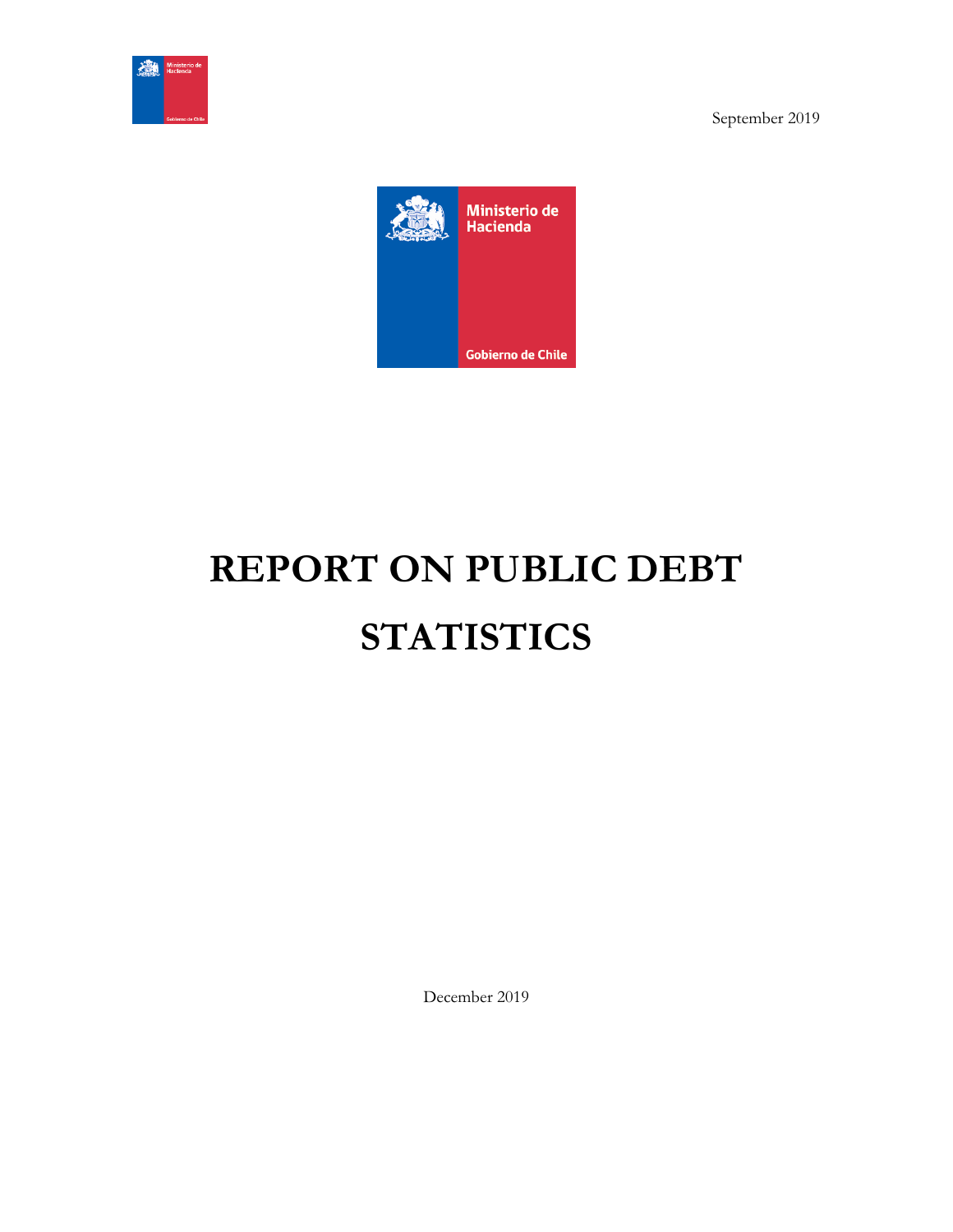September 2019

Ministerio de Hacienda

Gobierno de Chile

# REPORT ON PUBLIC DEBT STATISTICS

December 2019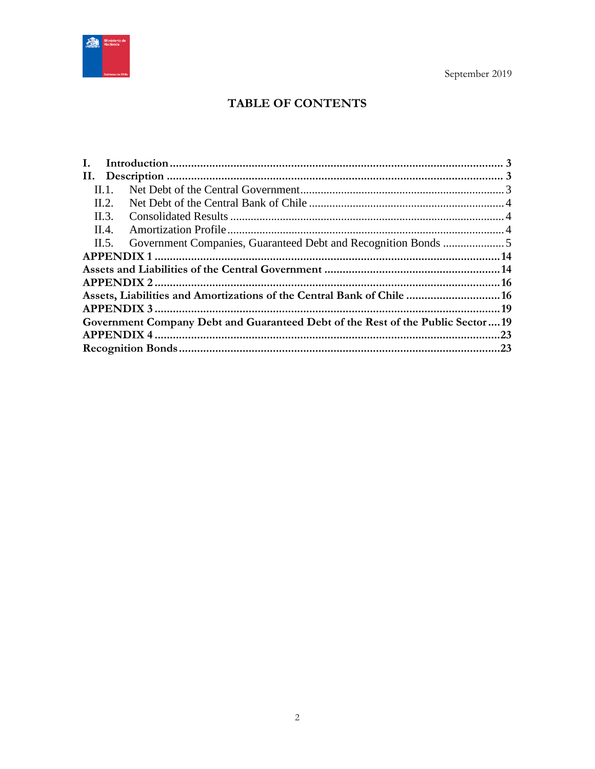September 2019

# TABLE OF CONTENTS

- **I. Introduction** .......... 3
- **II. Description** .......... 3
  - II.1. Net Debt of the Central Government .......... 3
  - II.2. Net Debt of the Central Bank of Chile .......... 4
  - II.3. Consolidated Results .......... 4
  - II.4. Amortization Profile .......... 4
  - II.5. Government Companies, Guaranteed Debt and Recognition Bonds .......... 5
- **APPENDIX 1** .......... 14
- **Assets and Liabilities of the Central Government** .......... 14
- **APPENDIX 2** .......... 16
- **Assets, Liabilities and Amortizations of the Central Bank of Chile** .......... 16
- **APPENDIX 3** .......... 19
- **Government Company Debt and Guaranteed Debt of the Rest of the Public Sector** .......... 19
- **APPENDIX 4** .......... 23
- **Recognition Bonds** .......... 23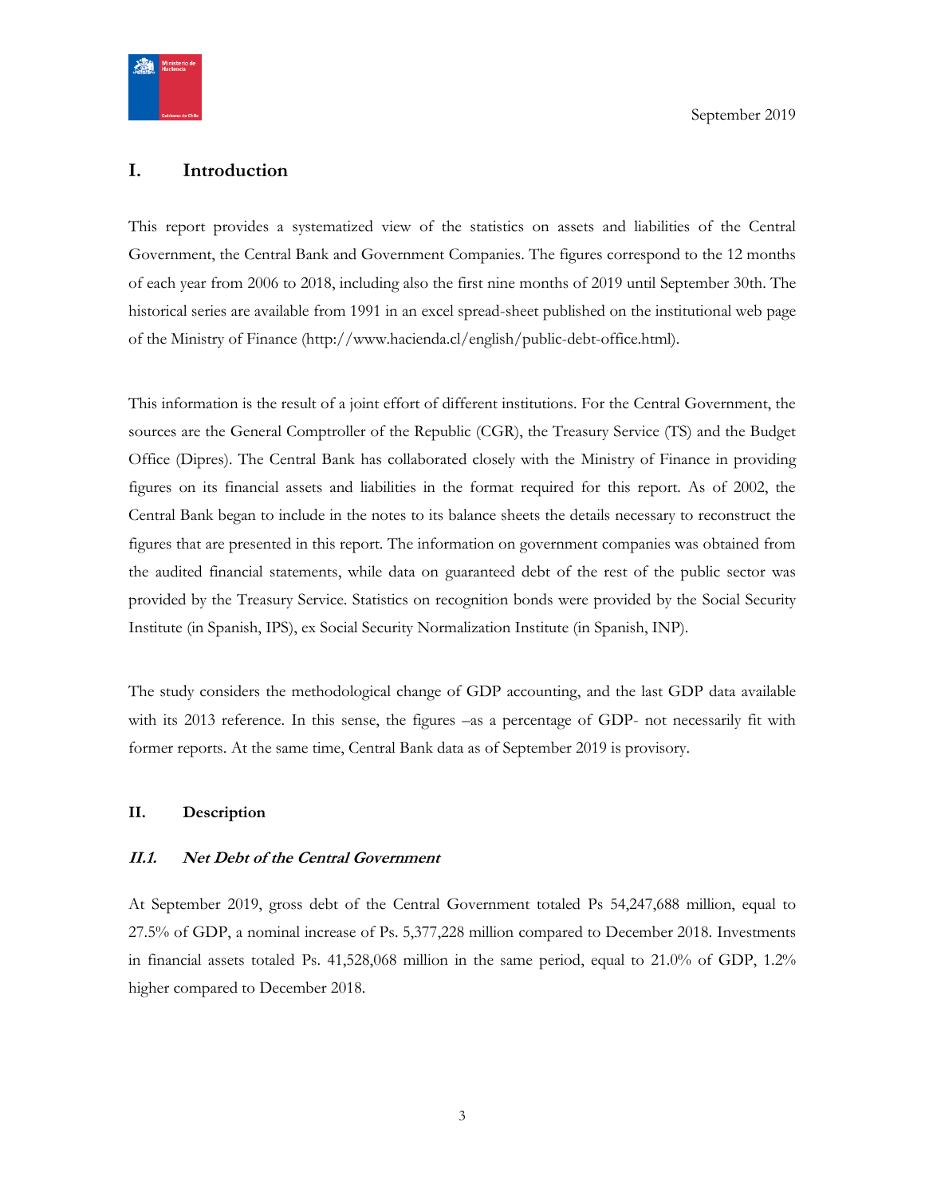## I. Introduction

This report provides a systematized view of the statistics on assets and liabilities of the Central Government, the Central Bank and Government Companies. The figures correspond to the 12 months of each year from 2006 to 2018, including also the first nine months of 2019 until September 30th. The historical series are available from 1991 in an excel spread-sheet published on the institutional web page of the Ministry of Finance (http://www.hacienda.cl/english/public-debt-office.html).

This information is the result of a joint effort of different institutions. For the Central Government, the sources are the General Comptroller of the Republic (CGR), the Treasury Service (TS) and the Budget Office (Dipres). The Central Bank has collaborated closely with the Ministry of Finance in providing figures on its financial assets and liabilities in the format required for this report. As of 2002, the Central Bank began to include in the notes to its balance sheets the details necessary to reconstruct the figures that are presented in this report. The information on government companies was obtained from the audited financial statements, while data on guaranteed debt of the rest of the public sector was provided by the Treasury Service. Statistics on recognition bonds were provided by the Social Security Institute (in Spanish, IPS), ex Social Security Normalization Institute (in Spanish, INP).

The study considers the methodological change of GDP accounting, and the last GDP data available with its 2013 reference. In this sense, the figures –as a percentage of GDP- not necessarily fit with former reports. At the same time, Central Bank data as of September 2019 is provisory.

### II. Description

#### *II.1. Net Debt of the Central Government*

At September 2019, gross debt of the Central Government totaled Ps 54,247,688 million, equal to 27.5% of GDP, a nominal increase of Ps. 5,377,228 million compared to December 2018. Investments in financial assets totaled Ps. 41,528,068 million in the same period, equal to 21.0% of GDP, 1.2% higher compared to December 2018.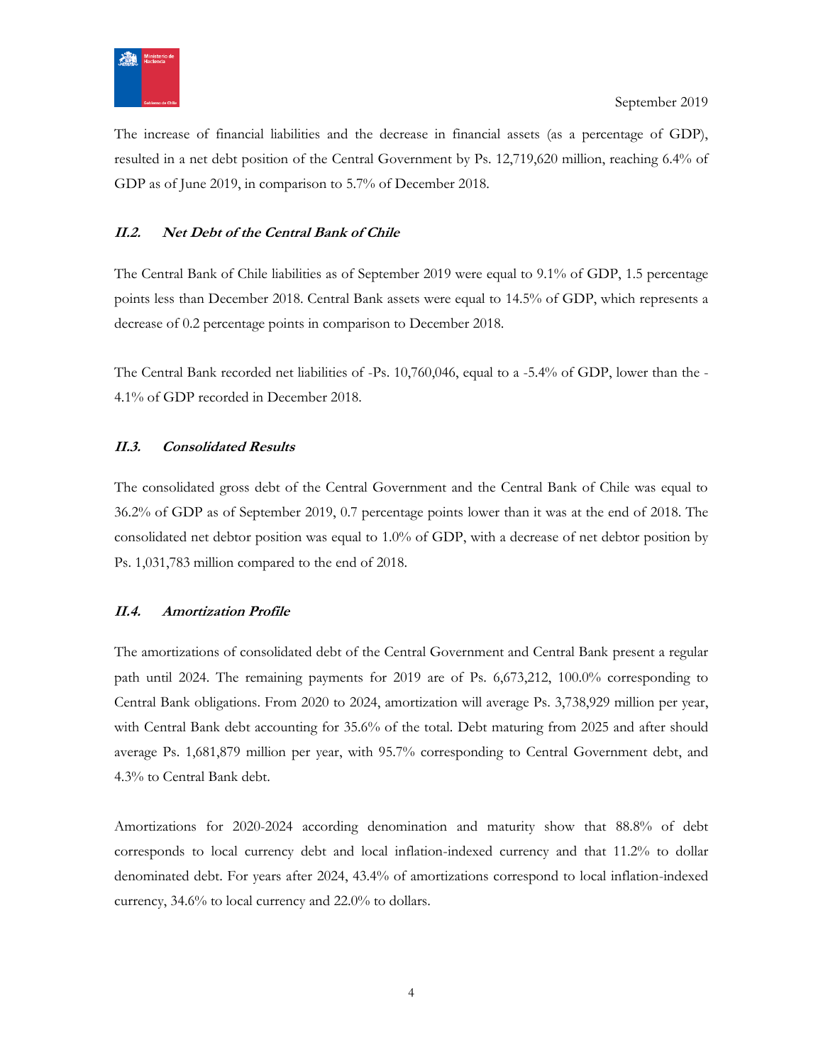The increase of financial liabilities and the decrease in financial assets (as a percentage of GDP), resulted in a net debt position of the Central Government by Ps. 12,719,620 million, reaching 6.4% of GDP as of June 2019, in comparison to 5.7% of December 2018.

### *II.2. Net Debt of the Central Bank of Chile*

The Central Bank of Chile liabilities as of September 2019 were equal to 9.1% of GDP, 1.5 percentage points less than December 2018. Central Bank assets were equal to 14.5% of GDP, which represents a decrease of 0.2 percentage points in comparison to December 2018.

The Central Bank recorded net liabilities of -Ps. 10,760,046, equal to a -5.4% of GDP, lower than the -4.1% of GDP recorded in December 2018.

### *II.3. Consolidated Results*

The consolidated gross debt of the Central Government and the Central Bank of Chile was equal to 36.2% of GDP as of September 2019, 0.7 percentage points lower than it was at the end of 2018. The consolidated net debtor position was equal to 1.0% of GDP, with a decrease of net debtor position by Ps. 1,031,783 million compared to the end of 2018.

### *II.4. Amortization Profile*

The amortizations of consolidated debt of the Central Government and Central Bank present a regular path until 2024. The remaining payments for 2019 are of Ps. 6,673,212, 100.0% corresponding to Central Bank obligations. From 2020 to 2024, amortization will average Ps. 3,738,929 million per year, with Central Bank debt accounting for 35.6% of the total. Debt maturing from 2025 and after should average Ps. 1,681,879 million per year, with 95.7% corresponding to Central Government debt, and 4.3% to Central Bank debt.

Amortizations for 2020-2024 according denomination and maturity show that 88.8% of debt corresponds to local currency debt and local inflation-indexed currency and that 11.2% to dollar denominated debt. For years after 2024, 43.4% of amortizations correspond to local inflation-indexed currency, 34.6% to local currency and 22.0% to dollars.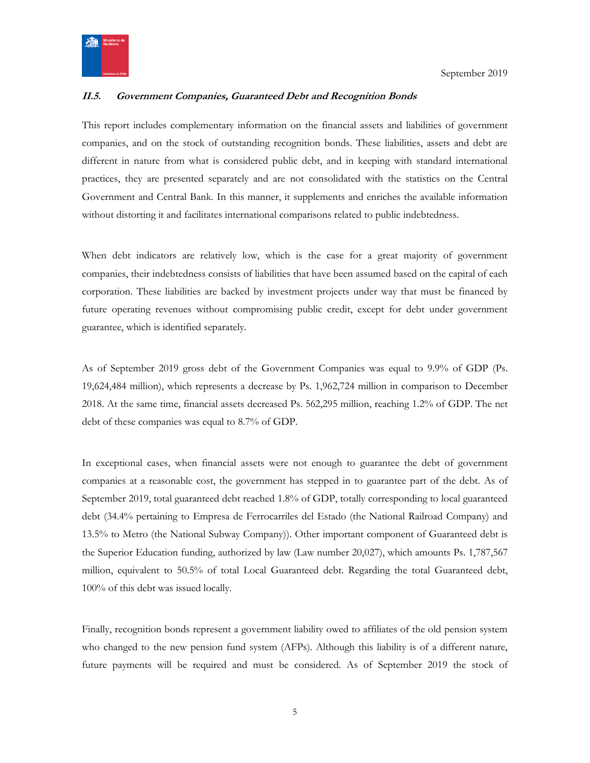### *II.5. Government Companies, Guaranteed Debt and Recognition Bonds*

This report includes complementary information on the financial assets and liabilities of government companies, and on the stock of outstanding recognition bonds. These liabilities, assets and debt are different in nature from what is considered public debt, and in keeping with standard international practices, they are presented separately and are not consolidated with the statistics on the Central Government and Central Bank. In this manner, it supplements and enriches the available information without distorting it and facilitates international comparisons related to public indebtedness.

When debt indicators are relatively low, which is the case for a great majority of government companies, their indebtedness consists of liabilities that have been assumed based on the capital of each corporation. These liabilities are backed by investment projects under way that must be financed by future operating revenues without compromising public credit, except for debt under government guarantee, which is identified separately.

As of September 2019 gross debt of the Government Companies was equal to 9.9% of GDP (Ps. 19,624,484 million), which represents a decrease by Ps. 1,962,724 million in comparison to December 2018. At the same time, financial assets decreased Ps. 562,295 million, reaching 1.2% of GDP. The net debt of these companies was equal to 8.7% of GDP.

In exceptional cases, when financial assets were not enough to guarantee the debt of government companies at a reasonable cost, the government has stepped in to guarantee part of the debt. As of September 2019, total guaranteed debt reached 1.8% of GDP, totally corresponding to local guaranteed debt (34.4% pertaining to Empresa de Ferrocarriles del Estado (the National Railroad Company) and 13.5% to Metro (the National Subway Company)). Other important component of Guaranteed debt is the Superior Education funding, authorized by law (Law number 20,027), which amounts Ps. 1,787,567 million, equivalent to 50.5% of total Local Guaranteed debt. Regarding the total Guaranteed debt, 100% of this debt was issued locally.

Finally, recognition bonds represent a government liability owed to affiliates of the old pension system who changed to the new pension fund system (AFPs). Although this liability is of a different nature, future payments will be required and must be considered. As of September 2019 the stock of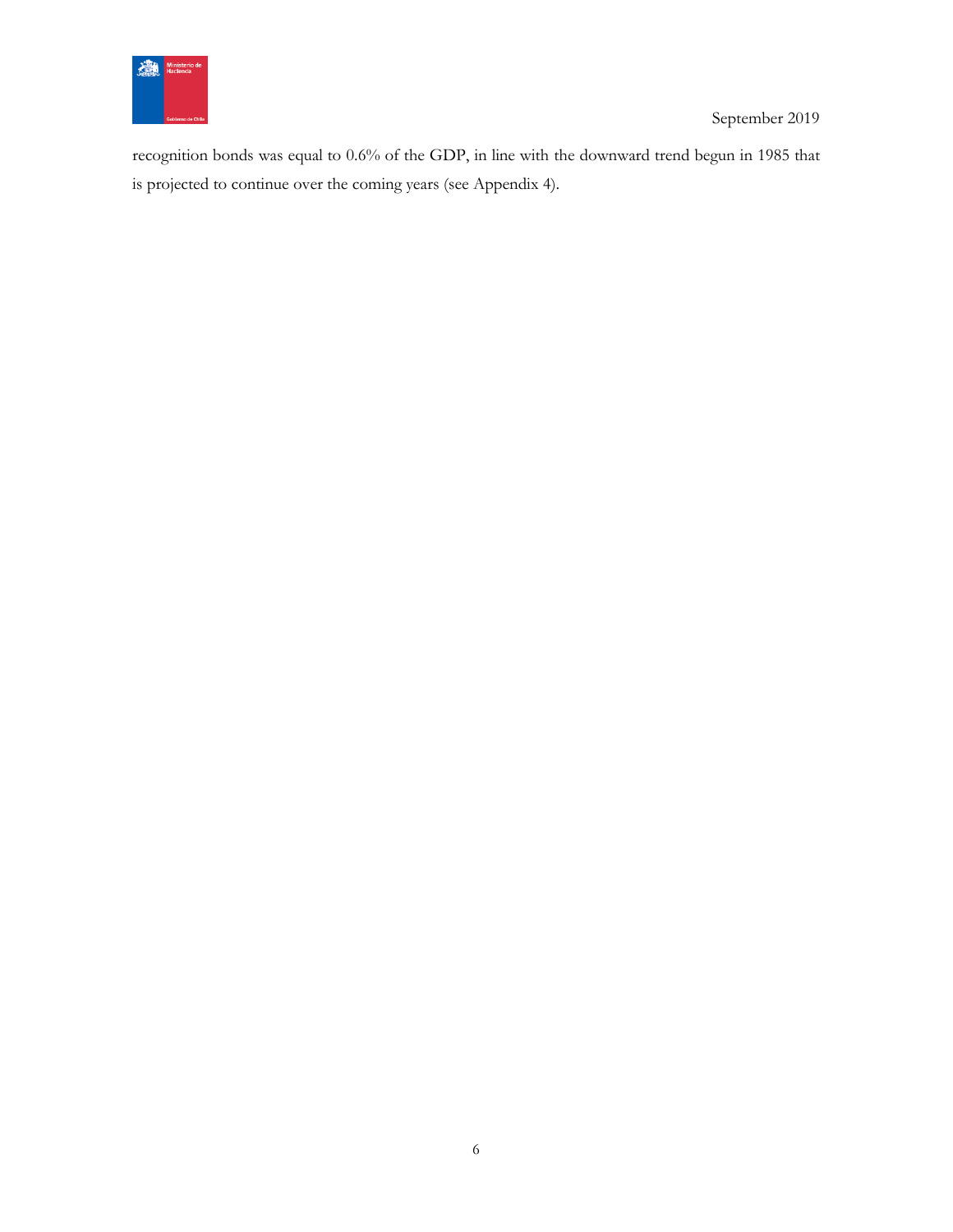recognition bonds was equal to 0.6% of the GDP, in line with the downward trend begun in 1985 that is projected to continue over the coming years (see Appendix 4).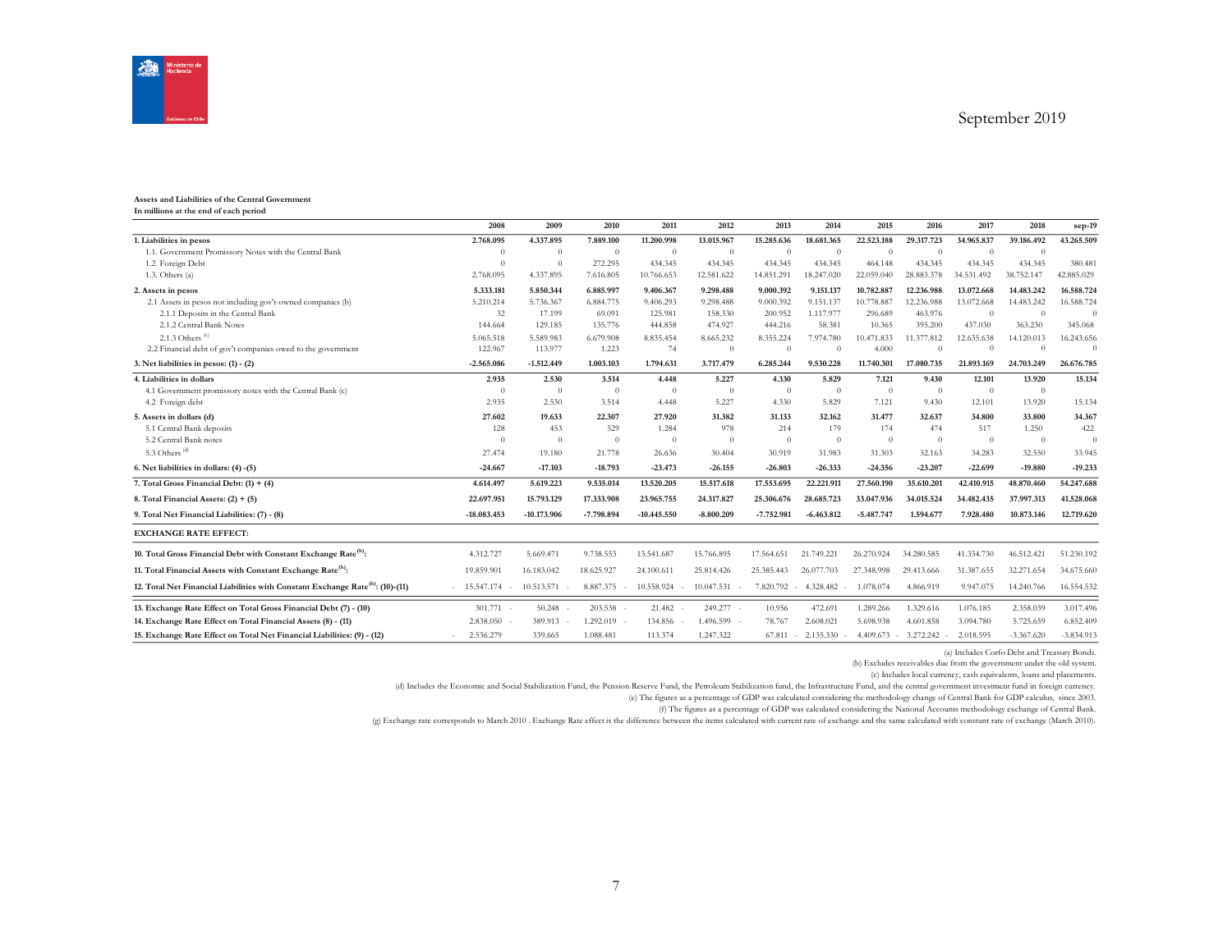**Assets and Liabilities of the Central Government**
**In millions at the end of each period**

| | 2008 | 2009 | 2010 | 2011 | 2012 | 2013 | 2014 | 2015 | 2016 | 2017 | 2018 | sep-19 |
|---|---|---|---|---|---|---|---|---|---|---|---|---|
| **1. Liabilities in pesos** | **2.768.095** | **4.337.895** | **7.889.100** | **11.200.998** | **13.015.967** | **15.285.636** | **18.681.365** | **22.523.188** | **29.317.723** | **34.965.837** | **39.186.492** | **43.265.509** |
| 1.1. Government Promissory Notes with the Central Bank | 0 | 0 | 0 | 0 | 0 | 0 | 0 | 0 | 0 | 0 | 0 | |
| 1.2. Foreign Debt | 0 | 0 | 272.295 | 434.345 | 434.345 | 434.345 | 434.345 | 464.148 | 434.345 | 434.345 | 434.345 | 380.481 |
| 1.3. Others (a) | 2.768.095 | 4.337.895 | 7.616.805 | 10.766.653 | 12.581.622 | 14.851.291 | 18.247.020 | 22.059.040 | 28.883.378 | 34.531.492 | 38.752.147 | 42.885.029 |
| **2. Assets in pesos** | **5.333.181** | **5.850.344** | **6.885.997** | **9.406.367** | **9.298.488** | **9.000.392** | **9.151.137** | **10.782.887** | **12.236.988** | **13.072.668** | **14.483.242** | **16.588.724** |
| 2.1 Assets in pesos not including gov't-owned companies (b) | 5.210.214 | 5.736.367 | 6.884.775 | 9.406.293 | 9.298.488 | 9.000.392 | 9.151.137 | 10.778.887 | 12.236.988 | 13.072.668 | 14.483.242 | 16.588.724 |
| 2.1.1 Deposits in the Central Bank | 32 | 17.199 | 69.091 | 125.981 | 158.330 | 200.952 | 1.117.977 | 296.689 | 463.976 | 0 | 0 | 0 |
| 2.1.2 Central Bank Notes | 144.664 | 129.185 | 135.776 | 444.858 | 474.927 | 444.216 | 58.381 | 10.365 | 395.200 | 437.030 | 363.230 | 345.068 |
| 2.1.3 Others (c) | 5.065.518 | 5.589.983 | 6.679.908 | 8.835.454 | 8.665.232 | 8.355.224 | 7.974.780 | 10.471.833 | 11.377.812 | 12.635.638 | 14.120.013 | 16.243.656 |
| 2.2 Financial debt of gov't companies owed to the government | 122.967 | 113.977 | 1.223 | 74 | 0 | 0 | 0 | 4.000 | 0 | 0 | 0 | 0 |
| **3. Net liabilities in pesos: (1) - (2)** | **-2.565.086** | **-1.512.449** | **1.003.103** | **1.794.631** | **3.717.479** | **6.285.244** | **9.530.228** | **11.740.301** | **17.080.735** | **21.893.169** | **24.703.249** | **26.676.785** |
| **4. Liabilities in dollars** | **2.935** | **2.530** | **3.514** | **4.448** | **5.227** | **4.330** | **5.829** | **7.121** | **9.430** | **12.101** | **13.920** | **15.134** |
| 4.1 Government promissory notes with the Central Bank (c) | 0 | 0 | 0 | 0 | 0 | 0 | 0 | 0 | 0 | 0 | 0 | |
| 4.2 Foreign debt | 2.935 | 2.530 | 3.514 | 4.448 | 5.227 | 4.330 | 5.829 | 7.121 | 9.430 | 12.101 | 13.920 | 15.134 |
| **5. Assets in dollars (d)** | **27.602** | **19.633** | **22.307** | **27.920** | **31.382** | **31.133** | **32.162** | **31.477** | **32.637** | **34.800** | **33.800** | **34.367** |
| 5.1 Central Bank deposits | 128 | 453 | 529 | 1.284 | 978 | 214 | 179 | 174 | 474 | 517 | 1.250 | 422 |
| 5.2 Central Bank notes | 0 | 0 | 0 | 0 | 0 | 0 | 0 | 0 | 0 | 0 | 0 | 0 |
| 5.3 Others (d) | 27.474 | 19.180 | 21.778 | 26.636 | 30.404 | 30.919 | 31.983 | 31.303 | 32.163 | 34.283 | 32.550 | 33.945 |
| **6. Net liabilities in dollars: (4) -(5)** | **-24.667** | **-17.103** | **-18.793** | **-23.473** | **-26.155** | **-26.803** | **-26.333** | **-24.356** | **-23.207** | **-22.699** | **-19.880** | **-19.233** |
| **7. Total Gross Financial Debt: (1) + (4)** | **4.614.497** | **5.619.223** | **9.535.014** | **13.520.205** | **15.517.618** | **17.553.695** | **22.221.911** | **27.560.190** | **35.610.201** | **42.410.915** | **48.870.460** | **54.247.688** |
| **8. Total Financial Assets: (2) + (5)** | **22.697.951** | **15.793.129** | **17.333.908** | **23.965.755** | **24.317.827** | **25.306.676** | **28.685.723** | **33.047.936** | **34.015.524** | **34.482.435** | **37.997.313** | **41.528.068** |
| **9. Total Net Financial Liabilities: (7) - (8)** | **-18.083.453** | **-10.173.906** | **-7.798.894** | **-10.445.550** | **-8.800.209** | **-7.752.981** | **-6.463.812** | **-5.487.747** | **1.594.677** | **7.928.480** | **10.873.146** | **12.719.620** |
| **EXCHANGE RATE EFFECT:** | | | | | | | | | | | | |
| **10. Total Gross Financial Debt with Constant Exchange Rate (h):** | 4.312.727 | 5.669.471 | 9.738.553 | 13.541.687 | 15.766.895 | 17.564.651 | 21.749.221 | 26.270.924 | 34.280.585 | 41.334.730 | 46.512.421 | 51.230.192 |
| **11. Total Financial Assets with Constant Exchange Rate (h):** | 19.859.901 | 16.183.042 | 18.625.927 | 24.100.611 | 25.814.426 | 25.385.443 | 26.077.703 | 27.348.998 | 29.413.666 | 31.387.655 | 32.271.654 | 34.675.660 |
| **12. Total Net Financial Liabilities with Constant Exchange Rate (h): (10)-(11)** | -15.547.174 | -10.513.571 | -8.887.375 | -10.558.924 | -10.047.531 | -7.820.792 | -4.328.482 | -1.078.074 | 4.866.919 | 9.947.075 | 14.240.766 | 16.554.532 |
| **13. Exchange Rate Effect on Total Gross Financial Debt (7) - (10)** | 301.771 | -50.248 | -203.538 | -21.482 | -249.277 | -10.956 | 472.691 | 1.289.266 | 1.329.616 | 1.076.185 | 2.358.039 | 3.017.496 |
| **14. Exchange Rate Effect on Total Financial Assets (8) - (11)** | 2.838.050 | -389.913 | -1.292.019 | -134.856 | -1.496.599 | -78.767 | 2.608.021 | 5.698.938 | 4.601.858 | 3.094.780 | 5.725.659 | 6.852.409 |
| **15. Exchange Rate Effect on Total Net Financial Liabilities: (9) - (12)** | -2.536.279 | 339.665 | 1.088.481 | 113.374 | 1.247.322 | 67.811 | -2.135.330 | -4.409.673 | -3.272.242 | -2.018.595 | -3.367.620 | -3.834.913 |

(a) Includes Corfo Debt and Treasury Bonds.

(b) Excludes receivables due from the government under the old system.

(c) Includes local currency, cash equivalents, loans and placements.

(d) Includes the Economic and Social Stabilization Fund, the Pension Reserve Fund, the Petroleum Stabilization fund, the Infrastructure Fund, and the central government investment fund in foreign currency.

(e) The figures as a percentage of GDP was calculated considering the methodology change of Central Bank for GDP calculus, since 2003.

(f) The figures as a percentage of GDP was calculated considering the National Accounts methodology exchange of Central Bank.

(g) Exchange rate corresponds to March 2010 . Exchange Rate effect is the difference between the items calculated with current rate of exchange and the same calculated with constant rate of exchange (March 2010).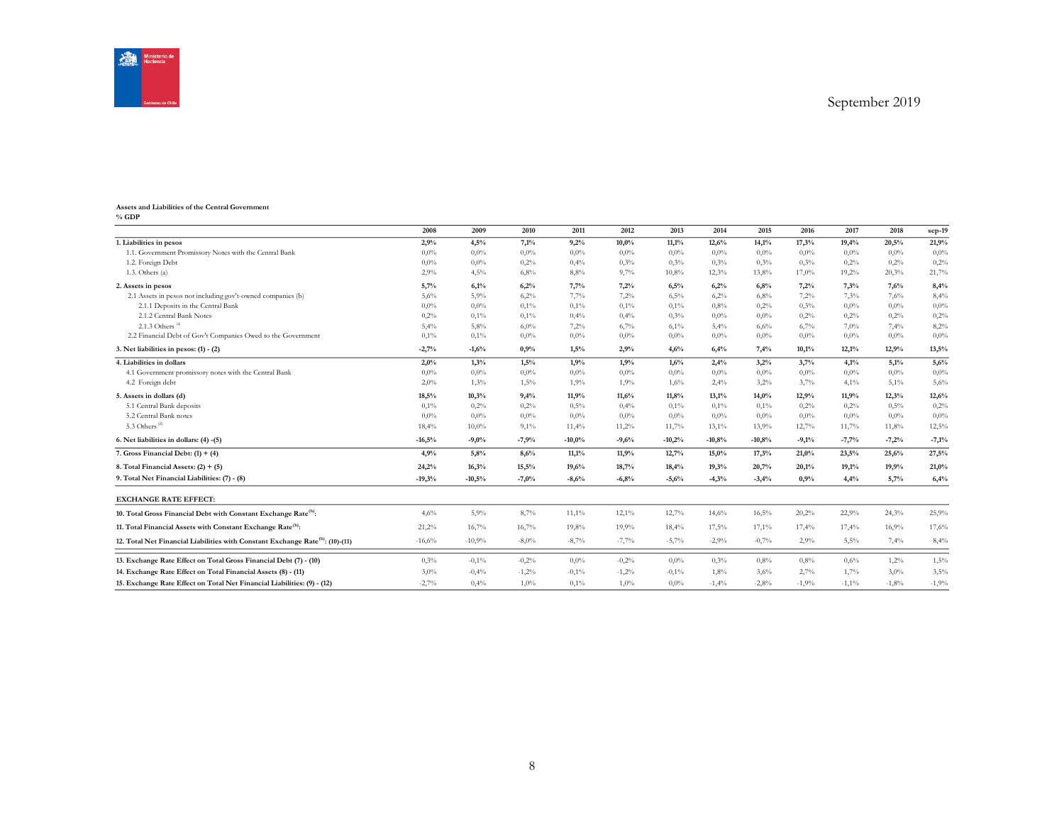September 2019

**Assets and Liabilities of the Central Government**
**% GDP**

| | 2008 | 2009 | 2010 | 2011 | 2012 | 2013 | 2014 | 2015 | 2016 | 2017 | 2018 | sep-19 |
|---|---|---|---|---|---|---|---|---|---|---|---|---|
| **1. Liabilities in pesos** | **2,9%** | **4,5%** | **7,1%** | **9,2%** | **10,0%** | **11,1%** | **12,6%** | **14,1%** | **17,3%** | **19,4%** | **20,5%** | **21,9%** |
| 1.1. Government Promissory Notes with the Central Bank | 0,0% | 0,0% | 0,0% | 0,0% | 0,0% | 0,0% | 0,0% | 0,0% | 0,0% | 0,0% | 0,0% | 0,0% |
| 1.2. Foreign Debt | 0,0% | 0,0% | 0,2% | 0,4% | 0,3% | 0,3% | 0,3% | 0,3% | 0,3% | 0,2% | 0,2% | 0,2% |
| 1.3. Others (a) | 2,9% | 4,5% | 6,8% | 8,8% | 9,7% | 10,8% | 12,3% | 13,8% | 17,0% | 19,2% | 20,3% | 21,7% |
| **2. Assets in pesos** | **5,7%** | **6,1%** | **6,2%** | **7,7%** | **7,2%** | **6,5%** | **6,2%** | **6,8%** | **7,2%** | **7,3%** | **7,6%** | **8,4%** |
| 2.1 Assets in pesos not including gov't-owned companies (b) | 5,6% | 5,9% | 6,2% | 7,7% | 7,2% | 6,5% | 6,2% | 6,8% | 7,2% | 7,3% | 7,6% | 8,4% |
| 2.1.1 Deposits in the Central Bank | 0,0% | 0,0% | 0,1% | 0,1% | 0,1% | 0,1% | 0,8% | 0,2% | 0,3% | 0,0% | 0,0% | 0,0% |
| 2.1.2 Central Bank Notes | 0,2% | 0,1% | 0,1% | 0,4% | 0,4% | 0,3% | 0,0% | 0,0% | 0,2% | 0,2% | 0,2% | 0,2% |
| 2.1.3 Others [c] | 5,4% | 5,8% | 6,0% | 7,2% | 6,7% | 6,1% | 5,4% | 6,6% | 6,7% | 7,0% | 7,4% | 8,2% |
| 2.2 Financial Debt of Gov't Companies Owed to the Government | 0,1% | 0,1% | 0,0% | 0,0% | 0,0% | 0,0% | 0,0% | 0,0% | 0,0% | 0,0% | 0,0% | 0,0% |
| **3. Net liabilities in pesos: (1) - (2)** | **-2,7%** | **-1,6%** | **0,9%** | **1,5%** | **2,9%** | **4,6%** | **6,4%** | **7,4%** | **10,1%** | **12,1%** | **12,9%** | **13,5%** |
| **4. Liabilities in dollars** | **2,0%** | **1,3%** | **1,5%** | **1,9%** | **1,9%** | **1,6%** | **2,4%** | **3,2%** | **3,7%** | **4,1%** | **5,1%** | **5,6%** |
| 4.1 Government promissory notes with the Central Bank | 0,0% | 0,0% | 0,0% | 0,0% | 0,0% | 0,0% | 0,0% | 0,0% | 0,0% | 0,0% | 0,0% | 0,0% |
| 4.2 Foreign debt | 2,0% | 1,3% | 1,5% | 1,9% | 1,9% | 1,6% | 2,4% | 3,2% | 3,7% | 4,1% | 5,1% | 5,6% |
| **5. Assets in dollars (d)** | **18,5%** | **10,3%** | **9,4%** | **11,9%** | **11,6%** | **11,8%** | **13,1%** | **14,0%** | **12,9%** | **11,9%** | **12,3%** | **12,6%** |
| 5.1 Central Bank deposits | 0,1% | 0,2% | 0,2% | 0,5% | 0,4% | 0,1% | 0,1% | 0,1% | 0,2% | 0,2% | 0,5% | 0,2% |
| 5.2 Central Bank notes | 0,0% | 0,0% | 0,0% | 0,0% | 0,0% | 0,0% | 0,0% | 0,0% | 0,0% | 0,0% | 0,0% | 0,0% |
| 5.3 Others [d] | 18,4% | 10,0% | 9,1% | 11,4% | 11,2% | 11,7% | 13,1% | 13,9% | 12,7% | 11,7% | 11,8% | 12,5% |
| **6. Net liabilities in dollars: (4) -(5)** | **-16,5%** | **-9,0%** | **-7,9%** | **-10,0%** | **-9,6%** | **-10,2%** | **-10,8%** | **-10,8%** | **-9,1%** | **-7,7%** | **-7,2%** | **-7,1%** |
| **7. Gross Financial Debt: (1) + (4)** | **4,9%** | **5,8%** | **8,6%** | **11,1%** | **11,9%** | **12,7%** | **15,0%** | **17,3%** | **21,0%** | **23,5%** | **25,6%** | **27,5%** |
| **8. Total Financial Assets: (2) + (5)** | **24,2%** | **16,3%** | **15,5%** | **19,6%** | **18,7%** | **18,4%** | **19,3%** | **20,7%** | **20,1%** | **19,1%** | **19,9%** | **21,0%** |
| **9. Total Net Financial Liabilities: (7) - (8)** | **-19,3%** | **-10,5%** | **-7,0%** | **-8,6%** | **-6,8%** | **-5,6%** | **-4,3%** | **-3,4%** | **0,9%** | **4,4%** | **5,7%** | **6,4%** |
| **EXCHANGE RATE EFFECT:** | | | | | | | | | | | | |
| **10. Total Gross Financial Debt with Constant Exchange Rate[h]:** | 4,6% | 5,9% | 8,7% | 11,1% | 12,1% | 12,7% | 14,6% | 16,5% | 20,2% | 22,9% | 24,3% | 25,9% |
| **11. Total Financial Assets with Constant Exchange Rate[h]:** | 21,2% | 16,7% | 16,7% | 19,8% | 19,9% | 18,4% | 17,5% | 17,1% | 17,4% | 17,4% | 16,9% | 17,6% |
| **12. Total Net Financial Liabilities with Constant Exchange Rate[h]: (10)-(11)** | -16,6% | -10,9% | -8,0% | -8,7% | -7,7% | -5,7% | -2,9% | -0,7% | 2,9% | 5,5% | 7,4% | 8,4% |
| **13. Exchange Rate Effect on Total Gross Financial Debt (7) - (10)** | 0,3% | -0,1% | -0,2% | 0,0% | -0,2% | 0,0% | 0,3% | 0,8% | 0,8% | 0,6% | 1,2% | 1,5% |
| **14. Exchange Rate Effect on Total Financial Assets (8) - (11)** | 3,0% | -0,4% | -1,2% | -0,1% | -1,2% | -0,1% | 1,8% | 3,6% | 2,7% | 1,7% | 3,0% | 3,5% |
| **15. Exchange Rate Effect on Total Net Financial Liabilities: (9) - (12)** | -2,7% | 0,4% | 1,0% | 0,1% | 1,0% | 0,0% | -1,4% | -2,8% | -1,9% | -1,1% | -1,8% | -1,9% |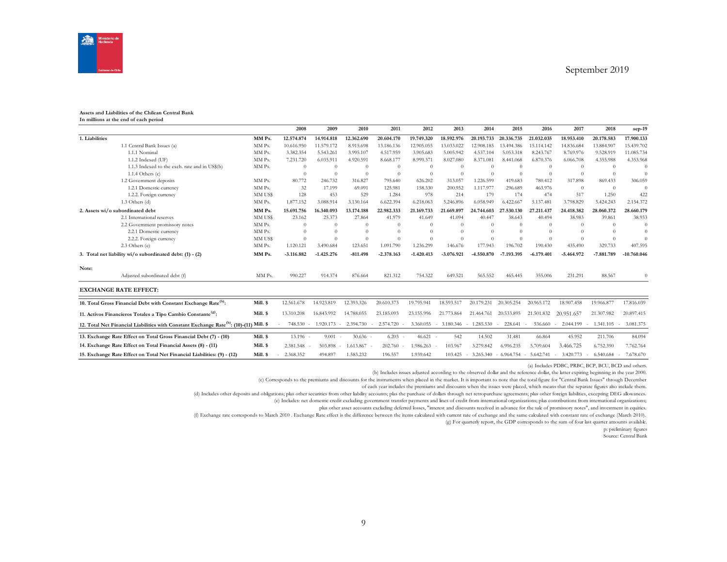September 2019

**Assets and Liabilities of the Chilean Central Bank**
**In millions at the end of each period**

| | | 2008 | 2009 | 2010 | 2011 | 2012 | 2013 | 2014 | 2015 | 2016 | 2017 | 2018 | sep-19 |
|---|---|---|---|---|---|---|---|---|---|---|---|---|---|
| **1. Liabilities** | **MM Ps.** | **12.574.874** | **14.914.818** | **12.362.690** | **20.604.170** | **19.749.320** | **18.592.976** | **20.193.733** | **20.336.735** | **21.032.035** | **18.953.410** | **20.178.583** | **17.900.133** |
| 1.1 Central Bank Issues (a) | MM Ps. | 10.616.950 | 11.579.172 | 8.915.698 | 13.186.136 | 12.905.055 | 13.033.022 | 12.908.185 | 13.494.386 | 15.114.142 | 14.836.684 | 13.884.907 | 15.439.702 |
| 1.1.1 Nominal | MM Ps. | 3.382.354 | 5.543.261 | 3.995.107 | 4.517.959 | 3.905.683 | 5.005.942 | 4.537.104 | 5.053.318 | 8.243.767 | 8.769.976 | 9.528.919 | 11.085.734 |
| 1.1.2 Indexed (UF) | MM Ps. | 7.231.720 | 6.035.911 | 4.920.591 | 8.668.177 | 8.999.371 | 8.027.080 | 8.371.081 | 8.441.068 | 6.870.376 | 6.066.708 | 4.355.988 | 4.353.968 |
| 1.1.3 Indexed to the exch. rate and in US$(b) | MM Ps. | 0 | 0 | 0 | 0 | 0 | 0 | 0 | 0 | 0 | 0 | 0 | 0 |
| 1.1.4 Others (c) | | 0 | 0 | 0 | 0 | 0 | 0 | 0 | 0 | 0 | 0 | 0 | 0 |
| 1.2 Government deposits | MM Ps. | 80.772 | 246.732 | 316.827 | 795.640 | 626.202 | 313.057 | 1.226.599 | 419.683 | 780.412 | 317.898 | 869.433 | 306.059 |
| 1.2.1 Domestic currency | MM Ps. | 32 | 17.199 | 69.091 | 125.981 | 158.330 | 200.952 | 1.117.977 | 296.689 | 463.976 | 0 | 0 | 0 |
| 1.2.2. Foreign currency | MM US$ | 128 | 453 | 529 | 1.284 | 978 | 214 | 179 | 174 | 474 | 517 | 1.250 | 422 |
| 1.3 Others (d) | MM Ps. | 1.877.152 | 3.088.914 | 3.130.164 | 6.622.394 | 6.218.063 | 5.246.896 | 6.058.949 | 6.422.667 | 5.137.481 | 3.798.829 | 5.424.243 | 2.154.372 |
| **2. Assets wi/o subordinated debt** | **MM Ps.** | **15.691.756** | **16.340.093** | **13.174.188** | **22.982.333** | **21.169.733** | **21.669.897** | **24.744.603** | **27.530.130** | **27.211.437** | **24.418.382** | **28.060.372** | **28.660.179** |
| 2.1 International reserves | MM US$ | 23.162 | 25.373 | 27.864 | 41.979 | 41.649 | 41.094 | 40.447 | 38.643 | 40.494 | 38.983 | 39.861 | 38.933 |
| 2.2 Government promissory notes | MM Ps. | 0 | 0 | 0 | 0 | 0 | 0 | 0 | 0 | 0 | 0 | 0 | 0 |
| 2.2.1 Domestic currency | MM Ps. | 0 | 0 | 0 | 0 | 0 | 0 | 0 | 0 | 0 | 0 | 0 | 0 |
| 2.2.2. Foreign currency | MM US$ | 0 | 0 | 0 | 0 | 0 | 0 | 0 | 0 | 0 | 0 | 0 | 0 |
| 2.3 Others (e) | MM Ps. | 1.120.121 | 3.490.684 | 123.651 | 1.091.790 | 1.236.299 | 146.676 | 177.943 | 196.702 | 190.430 | 435.490 | 329.733 | 407.595 |
| **3. Total net liability wi/o subordinated debt: (1) - (2)** | **MM Ps.** | **-3.116.882** | **-1.425.276** | **-811.498** | **-2.378.163** | **-1.420.413** | **-3.076.921** | **-4.550.870** | **-7.193.395** | **-6.179.401** | **-5.464.972** | **-7.881.789** | **-10.760.046** |
| **Note:** | | | | | | | | | | | | | |
| Adjusted subordinated debt (f) | MM Ps. | 990.227 | 914.374 | 876.664 | 821.312 | 754.322 | 649.521 | 565.552 | 465.445 | 355.006 | 231.291 | 88.567 | 0 |

**EXCHANGE RATE EFFECT:**

| | | | | | | | | | | | | | |
|---|---|---|---|---|---|---|---|---|---|---|---|---|---|
| **10. Total Gross Financial Debt with Constant Exchange Rate[h]:** | **Mill. $** | 12.561.678 | 14.923.819 | 12.393.326 | 20.610.373 | 19.795.941 | 18.593.517 | 20.179.231 | 20.305.254 | 20.965.172 | 18.907.458 | 19.966.877 | 17.816.039 |
| **11. Activos Financieros Totales a Tipo Cambio Constante[g]:** | **Mill. $** | 13.310.208 | 16.843.992 | 14.788.055 | 23.185.093 | 23.155.996 | 21.773.864 | 21.464.761 | 20.533.895 | 21.501.832 | 20.951.657 | 21.307.982 | 20.897.415 |
| **12. Total Net Financial Liabilities with Constant Exchange Rate[h]: (10)-(11)** | **Mill. $** | -748.530 | -1.920.173 | -2.394.730 | -2.574.720 | -3.360.055 | -3.180.346 | -1.285.530 | -228.641 | -536.660 | -2.044.199 | -1.341.105 | -3.081.375 |
| **13. Exchange Rate Effect on Total Gross Financial Debt (7) - (10)** | **Mill. $** | 13.196 | -9.001 | -30.636 | -6.203 | -46.621 | 542 | 14.502 | 31.481 | 66.864 | 45.952 | 211.706 | 84.094 |
| **14. Exchange Rate Effect on Total Financial Assets (8) - (11)** | **Mill. $** | 2.381.548 | -503.898 | -1.613.867 | -202.760 | -1.986.263 | -103.967 | 3.279.842 | 6.996.235 | 5.709.604 | 3.466.725 | 6.752.390 | 7.762.764 |
| **15. Exchange Rate Effect on Total Net Financial Liabilities: (9) - (12)** | **Mill. $** | -2.368.352 | 494.897 | 1.583.232 | 196.557 | 1.939.642 | 103.425 | -3.265.340 | -6.964.754 | -5.642.741 | -3.420.773 | -6.540.684 | -7.678.670 |

(a) Includes PDBC, PRBC, BCP, BCU, BCD and others.

(b) Includes issues adjusted according to the observed dollar and the reference dollar, the latter expiring beginning in the year 2000.

(c) Corresponds to the premiums and discounts for the instruments when placed in the market. It is important to note that the total figure for "Central Bank Issues" through December of each year includes the premiums and discounts when the issues were placed, which means that the separate figures also include them.

(d) Includes other deposits and obligations; plus other securities from other liability accounts; plus the purchase of dollars through net retropurchase agreements; plus other foreign liabilities, excepting DEG allowances.

(e) Includes: net domestic credit excluding government transfer payments and lines of credit from international organizations; plus contributions from international organizations; plus other asset accounts excluding deferred losses, "interest and discounts received in advance for the sale of promissory notes", and investment in equities.

(f) Exchange rate corresponds to March 2010 . Exchange Rate effect is the difference between the items calculated with current rate of exchange and the same calculated with constant rate of exchange (March 2010).

(g) For quarterly report, the GDP corresponds to the sum of four last quarter amounts available.

p: preliminary figures

Source: Central Bank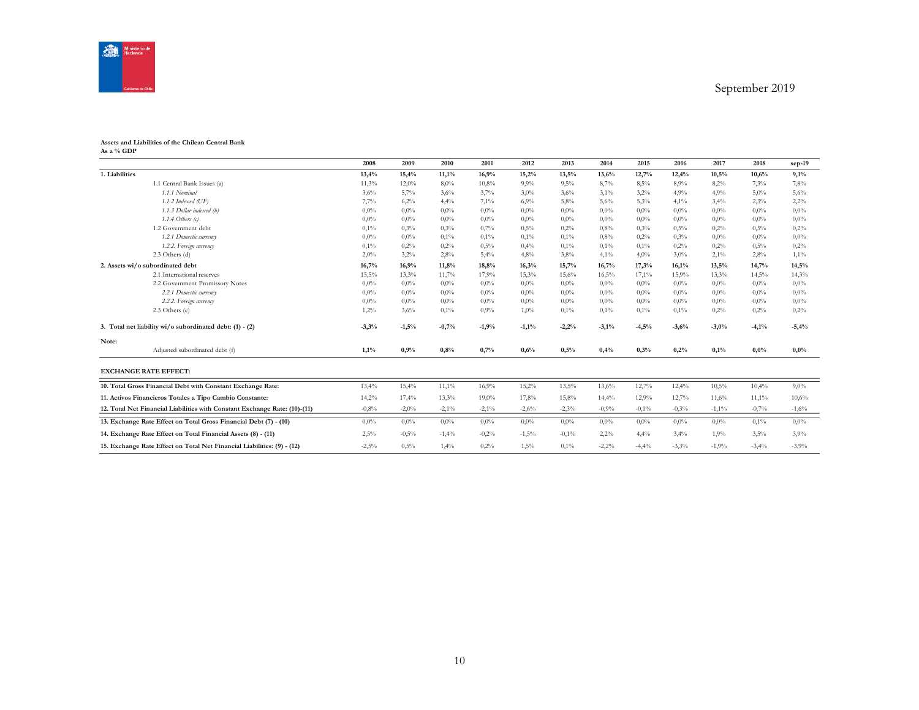September 2019

**Assets and Liabilities of the Chilean Central Bank**
**As a % GDP**

| | 2008 | 2009 | 2010 | 2011 | 2012 | 2013 | 2014 | 2015 | 2016 | 2017 | 2018 | sep-19 |
|---|---|---|---|---|---|---|---|---|---|---|---|---|
| **1. Liabilities** | **13,4%** | **15,4%** | **11,1%** | **16,9%** | **15,2%** | **13,5%** | **13,6%** | **12,7%** | **12,4%** | **10,5%** | **10,6%** | **9,1%** |
| 1.1 Central Bank Issues (a) | 11,3% | 12,0% | 8,0% | 10,8% | 9,9% | 9,5% | 8,7% | 8,5% | 8,9% | 8,2% | 7,3% | 7,8% |
| *1.1.1 Nominal* | 3,6% | 5,7% | 3,6% | 3,7% | 3,0% | 3,6% | 3,1% | 3,2% | 4,9% | 4,9% | 5,0% | 5,6% |
| *1.1.2 Indexed (UF)* | 7,7% | 6,2% | 4,4% | 7,1% | 6,9% | 5,8% | 5,6% | 5,3% | 4,1% | 3,4% | 2,3% | 2,2% |
| *1.1.3 Dollar indexed (b)* | 0,0% | 0,0% | 0,0% | 0,0% | 0,0% | 0,0% | 0,0% | 0,0% | 0,0% | 0,0% | 0,0% | 0,0% |
| *1.1.4 Others (c)* | 0,0% | 0,0% | 0,0% | 0,0% | 0,0% | 0,0% | 0,0% | 0,0% | 0,0% | 0,0% | 0,0% | 0,0% |
| 1.2 Government debt | 0,1% | 0,3% | 0,3% | 0,7% | 0,5% | 0,2% | 0,8% | 0,3% | 0,5% | 0,2% | 0,5% | 0,2% |
| *1.2.1 Domestic currency* | 0,0% | 0,0% | 0,1% | 0,1% | 0,1% | 0,1% | 0,8% | 0,2% | 0,3% | 0,0% | 0,0% | 0,0% |
| *1.2.2. Foreign currency* | 0,1% | 0,2% | 0,2% | 0,5% | 0,4% | 0,1% | 0,1% | 0,1% | 0,2% | 0,2% | 0,5% | 0,2% |
| 2.3 Others (d) | 2,0% | 3,2% | 2,8% | 5,4% | 4,8% | 3,8% | 4,1% | 4,0% | 3,0% | 2,1% | 2,8% | 1,1% |
| **2. Assets wi/o subordinated debt** | **16,7%** | **16,9%** | **11,8%** | **18,8%** | **16,3%** | **15,7%** | **16,7%** | **17,3%** | **16,1%** | **13,5%** | **14,7%** | **14,5%** |
| 2.1 International reserves | 15,5% | 13,3% | 11,7% | 17,9% | 15,3% | 15,6% | 16,5% | 17,1% | 15,9% | 13,3% | 14,5% | 14,3% |
| 2.2 Government Promissory Notes | 0,0% | 0,0% | 0,0% | 0,0% | 0,0% | 0,0% | 0,0% | 0,0% | 0,0% | 0,0% | 0,0% | 0,0% |
| *2.2.1 Domestic currency* | 0,0% | 0,0% | 0,0% | 0,0% | 0,0% | 0,0% | 0,0% | 0,0% | 0,0% | 0,0% | 0,0% | 0,0% |
| *2.2.2. Foreign currency* | 0,0% | 0,0% | 0,0% | 0,0% | 0,0% | 0,0% | 0,0% | 0,0% | 0,0% | 0,0% | 0,0% | 0,0% |
| 2.3 Others (e) | 1,2% | 3,6% | 0,1% | 0,9% | 1,0% | 0,1% | 0,1% | 0,1% | 0,1% | 0,2% | 0,2% | 0,2% |
| **3. Total net liability wi/o subordinated debt: (1) - (2)** | **-3,3%** | **-1,5%** | **-0,7%** | **-1,9%** | **-1,1%** | **-2,2%** | **-3,1%** | **-4,5%** | **-3,6%** | **-3,0%** | **-4,1%** | **-5,4%** |
| **Note:** | | | | | | | | | | | | |
| Adjusted subordinated debt (f) | **1,1%** | **0,9%** | **0,8%** | **0,7%** | **0,6%** | **0,5%** | **0,4%** | **0,3%** | **0,2%** | **0,1%** | **0,0%** | **0,0%** |
| **EXCHANGE RATE EFFECT:** | | | | | | | | | | | | |
| **10. Total Gross Financial Debt with Constant Exchange Rate:** | 13,4% | 15,4% | 11,1% | 16,9% | 15,2% | 13,5% | 13,6% | 12,7% | 12,4% | 10,5% | 10,4% | 9,0% |
| **11. Activos Financieros Totales a Tipo Cambio Constante:** | 14,2% | 17,4% | 13,3% | 19,0% | 17,8% | 15,8% | 14,4% | 12,9% | 12,7% | 11,6% | 11,1% | 10,6% |
| **12. Total Net Financial Liabilities with Constant Exchange Rate: (10)-(11)** | -0,8% | -2,0% | -2,1% | -2,1% | -2,6% | -2,3% | -0,9% | -0,1% | -0,3% | -1,1% | -0,7% | -1,6% |
| **13. Exchange Rate Effect on Total Gross Financial Debt (7) - (10)** | 0,0% | 0,0% | 0,0% | 0,0% | 0,0% | 0,0% | 0,0% | 0,0% | 0,0% | 0,0% | 0,1% | 0,0% |
| **14. Exchange Rate Effect on Total Financial Assets (8) - (11)** | 2,5% | -0,5% | -1,4% | -0,2% | -1,5% | -0,1% | 2,2% | 4,4% | 3,4% | 1,9% | 3,5% | 3,9% |
| **15. Exchange Rate Effect on Total Net Financial Liabilities: (9) - (12)** | -2,5% | 0,5% | 1,4% | 0,2% | 1,5% | 0,1% | -2,2% | -4,4% | -3,3% | -1,9% | -3,4% | -3,9% |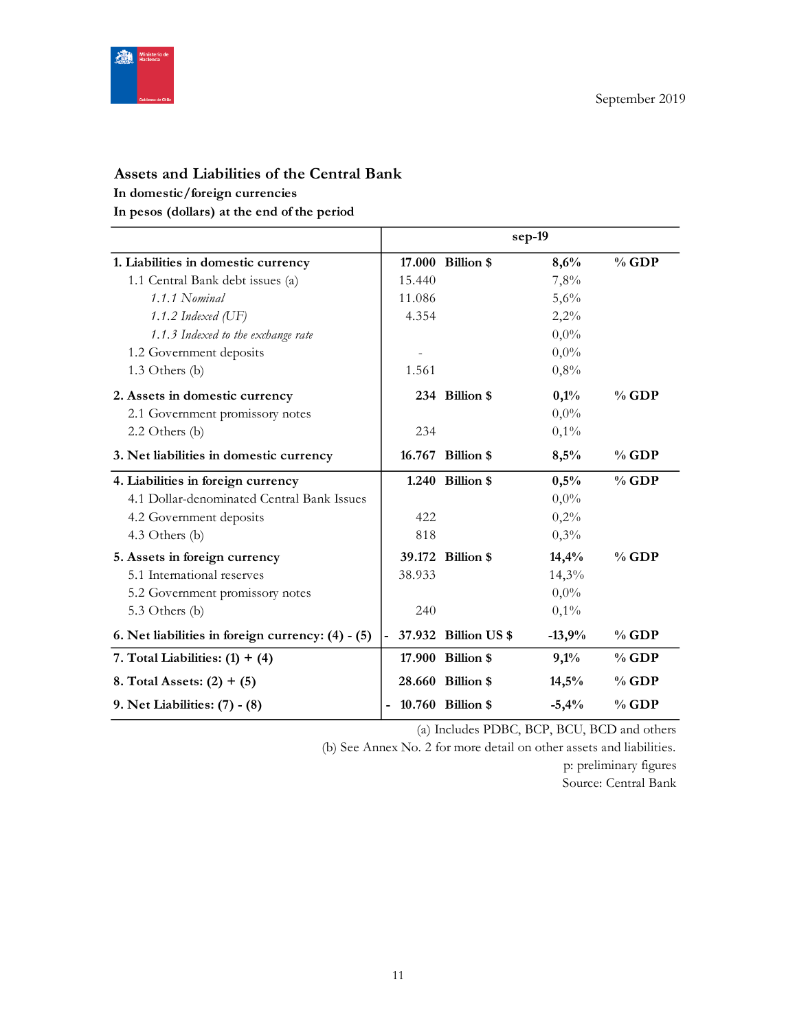September 2019

## Assets and Liabilities of the Central Bank

**In domestic/foreign currencies**

**In pesos (dollars) at the end of the period**

| | sep-19 | | | |
|---|---|---|---|---|
| **1. Liabilities in domestic currency** | **17.000** | **Billion $** | **8,6%** | **% GDP** |
| 1.1 Central Bank debt issues (a) | 15.440 | | 7,8% | |
| *1.1.1 Nominal* | 11.086 | | 5,6% | |
| *1.1.2 Indexed (UF)* | 4.354 | | 2,2% | |
| *1.1.3 Indexed to the exchange rate* | | | 0,0% | |
| 1.2 Government deposits | - | | 0,0% | |
| 1.3 Others (b) | 1.561 | | 0,8% | |
| **2. Assets in domestic currency** | **234** | **Billion $** | **0,1%** | **% GDP** |
| 2.1 Government promissory notes | | | 0,0% | |
| 2.2 Others (b) | 234 | | 0,1% | |
| **3. Net liabilities in domestic currency** | **16.767** | **Billion $** | **8,5%** | **% GDP** |
| **4. Liabilities in foreign currency** | **1.240** | **Billion $** | **0,5%** | **% GDP** |
| 4.1 Dollar-denominated Central Bank Issues | | | 0,0% | |
| 4.2 Government deposits | 422 | | 0,2% | |
| 4.3 Others (b) | 818 | | 0,3% | |
| **5. Assets in foreign currency** | **39.172** | **Billion $** | **14,4%** | **% GDP** |
| 5.1 International reserves | 38.933 | | 14,3% | |
| 5.2 Government promissory notes | | | 0,0% | |
| 5.3 Others (b) | 240 | | 0,1% | |
| **6. Net liabilities in foreign currency: (4) - (5)** | **- 37.932** | **Billion US $** | **-13,9%** | **% GDP** |
| **7. Total Liabilities: (1) + (4)** | **17.900** | **Billion $** | **9,1%** | **% GDP** |
| **8. Total Assets: (2) + (5)** | **28.660** | **Billion $** | **14,5%** | **% GDP** |
| **9. Net Liabilities: (7) - (8)** | **- 10.760** | **Billion $** | **-5,4%** | **% GDP** |

(a) Includes PDBC, BCP, BCU, BCD and others

(b) See Annex No. 2 for more detail on other assets and liabilities.

p: preliminary figures

Source: Central Bank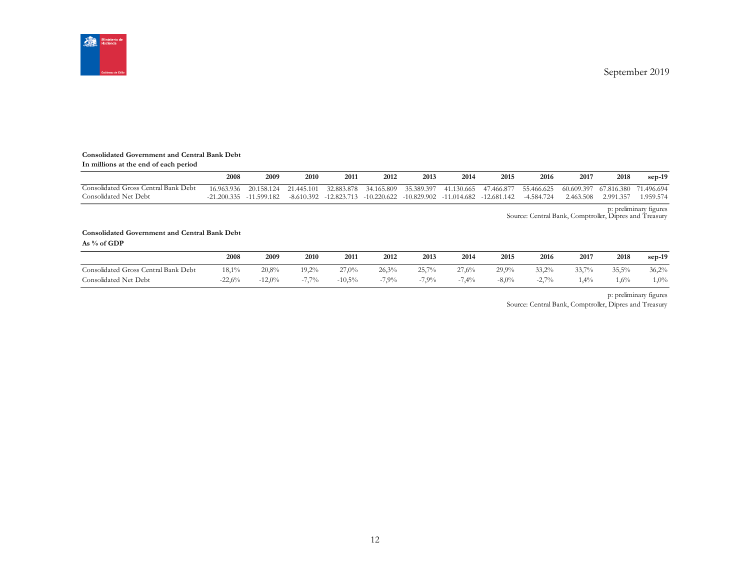September 2019

**Consolidated Government and Central Bank Debt**
**In millions at the end of each period**

| | 2008 | 2009 | 2010 | 2011 | 2012 | 2013 | 2014 | 2015 | 2016 | 2017 | 2018 | sep-19 |
|---|---|---|---|---|---|---|---|---|---|---|---|---|
| Consolidated Gross Central Bank Debt | 16.963.936 | 20.158.124 | 21.445.101 | 32.883.878 | 34.165.809 | 35.389.397 | 41.130.665 | 47.466.877 | 55.466.625 | 60.609.397 | 67.816.380 | 71.496.694 |
| Consolidated Net Debt | -21.200.335 | -11.599.182 | -8.610.392 | -12.823.713 | -10.220.622 | -10.829.902 | -11.014.682 | -12.681.142 | -4.584.724 | 2.463.508 | 2.991.357 | 1.959.574 |

p: preliminary figures
Source: Central Bank, Comptroller, Dipres and Treasury

**Consolidated Government and Central Bank Debt**
**As % of GDP**

| | 2008 | 2009 | 2010 | 2011 | 2012 | 2013 | 2014 | 2015 | 2016 | 2017 | 2018 | sep-19 |
|---|---|---|---|---|---|---|---|---|---|---|---|---|
| Consolidated Gross Central Bank Debt | 18,1% | 20,8% | 19,2% | 27,0% | 26,3% | 25,7% | 27,6% | 29,9% | 33,2% | 33,7% | 35,5% | 36,2% |
| Consolidated Net Debt | -22,6% | -12,0% | -7,7% | -10,5% | -7,9% | -7,9% | -7,4% | -8,0% | -2,7% | 1,4% | 1,6% | 1,0% |

p: preliminary figures
Source: Central Bank, Comptroller, Dipres and Treasury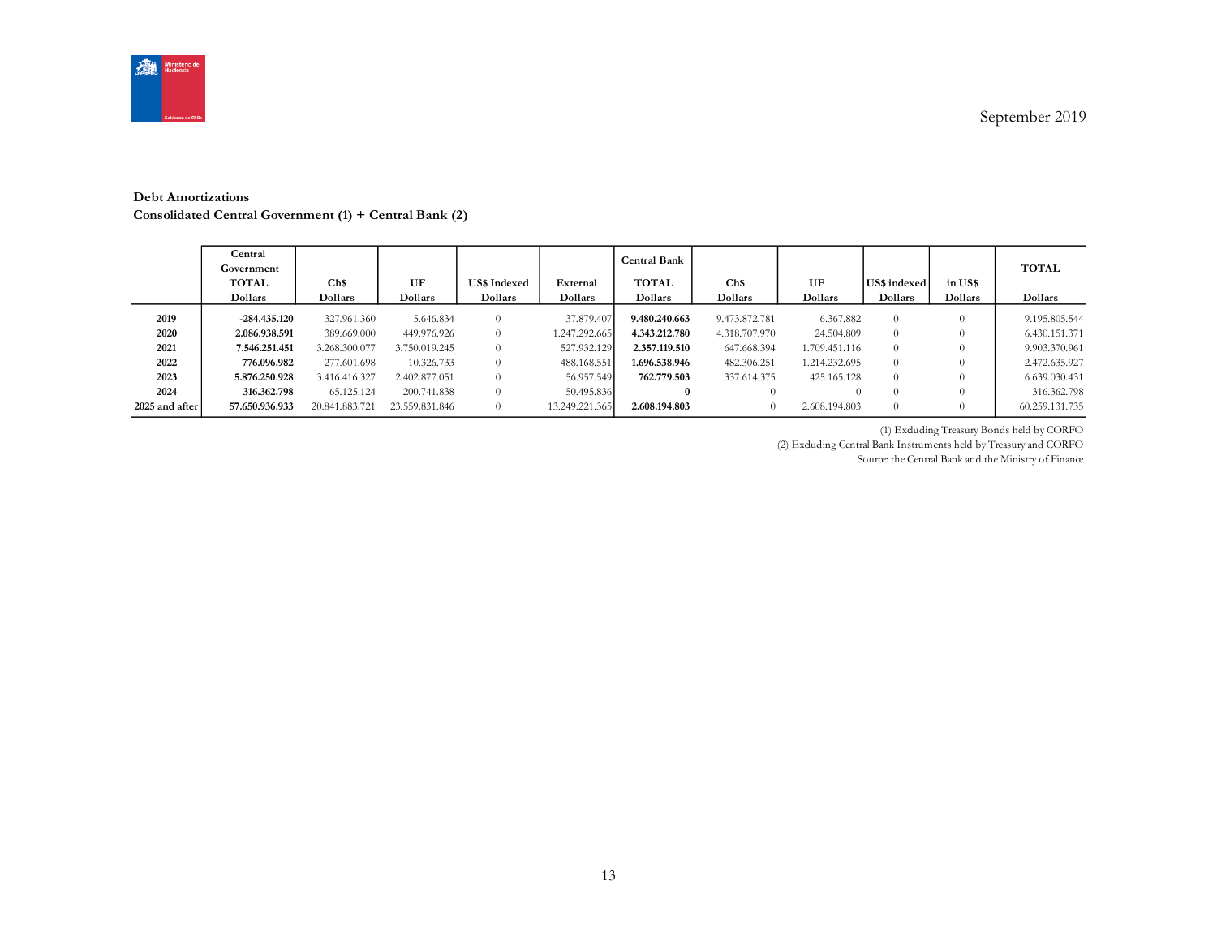September 2019

**Debt Amortizations**
**Consolidated Central Government (1) + Central Bank (2)**

| | Central Government TOTAL | Ch$ | UF | US$ Indexed | External | Central Bank TOTAL | Ch$ | UF | US$ indexed | in US$ | TOTAL |
|---|---|---|---|---|---|---|---|---|---|---|---|
| | Dollars | Dollars | Dollars | Dollars | Dollars | Dollars | Dollars | Dollars | Dollars | Dollars | Dollars |
| **2019** | **-284.435.120** | -327.961.360 | 5.646.834 | 0 | 37.879.407 | **9.480.240.663** | 9.473.872.781 | 6.367.882 | 0 | 0 | 9.195.805.544 |
| **2020** | **2.086.938.591** | 389.669.000 | 449.976.926 | 0 | 1.247.292.665 | **4.343.212.780** | 4.318.707.970 | 24.504.809 | 0 | 0 | 6.430.151.371 |
| **2021** | **7.546.251.451** | 3.268.300.077 | 3.750.019.245 | 0 | 527.932.129 | **2.357.119.510** | 647.668.394 | 1.709.451.116 | 0 | 0 | 9.903.370.961 |
| **2022** | **776.096.982** | 277.601.698 | 10.326.733 | 0 | 488.168.551 | **1.696.538.946** | 482.306.251 | 1.214.232.695 | 0 | 0 | 2.472.635.927 |
| **2023** | **5.876.250.928** | 3.416.416.327 | 2.402.877.051 | 0 | 56.957.549 | **762.779.503** | 337.614.375 | 425.165.128 | 0 | 0 | 6.639.030.431 |
| **2024** | **316.362.798** | 65.125.124 | 200.741.838 | 0 | 50.495.836 | **0** | 0 | 0 | 0 | 0 | 316.362.798 |
| **2025 and after** | **57.650.936.933** | 20.841.883.721 | 23.559.831.846 | 0 | 13.249.221.365 | **2.608.194.803** | 0 | 2.608.194.803 | 0 | 0 | 60.259.131.735 |

(1) Excluding Treasury Bonds held by CORFO

(2) Excluding Central Bank Instruments held by Treasury and CORFO

Source: the Central Bank and the Ministry of Finance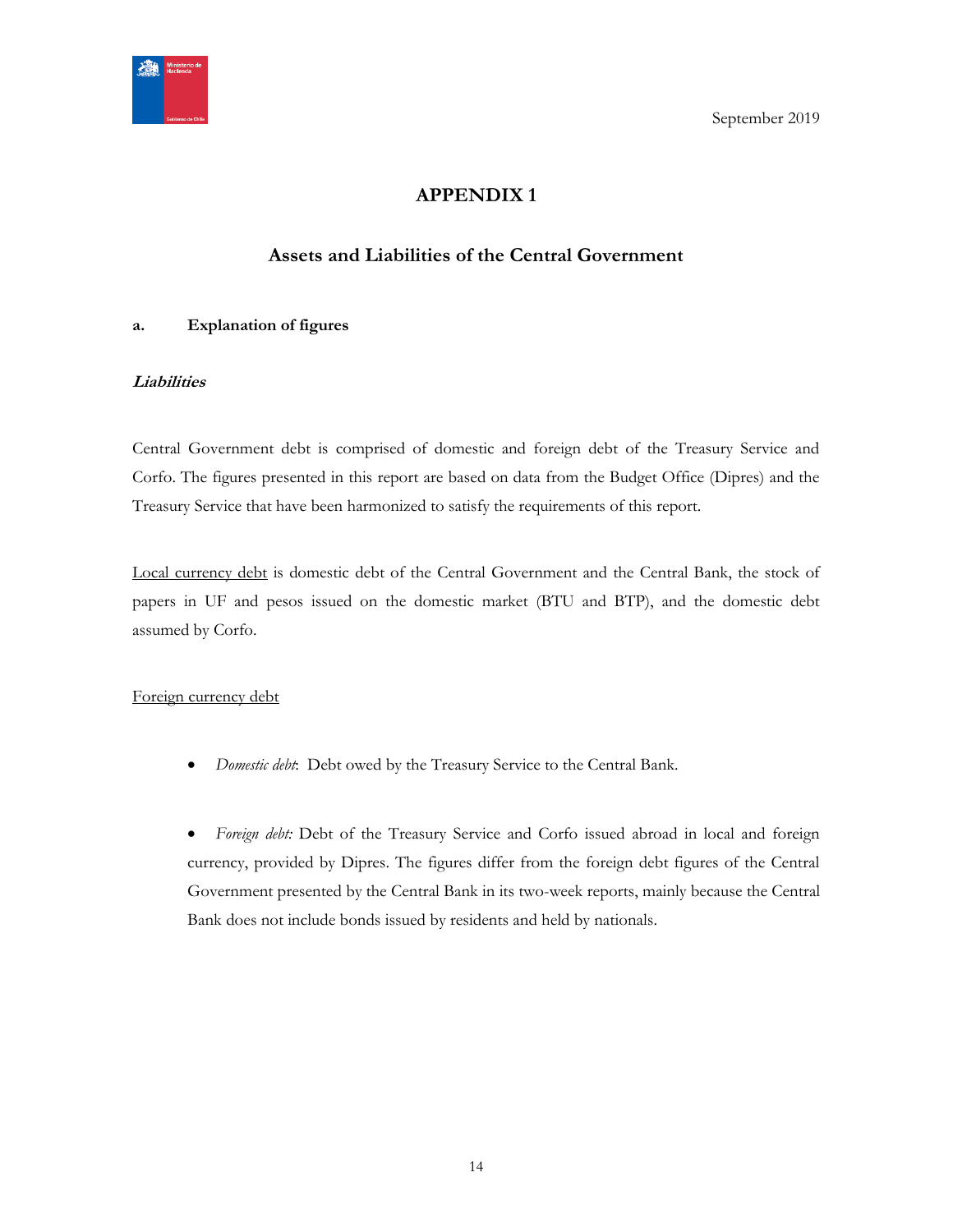September 2019

# APPENDIX 1

## Assets and Liabilities of the Central Government

### a. Explanation of figures

***Liabilities***

Central Government debt is comprised of domestic and foreign debt of the Treasury Service and Corfo. The figures presented in this report are based on data from the Budget Office (Dipres) and the Treasury Service that have been harmonized to satisfy the requirements of this report.

Local currency debt is domestic debt of the Central Government and the Central Bank, the stock of papers in UF and pesos issued on the domestic market (BTU and BTP), and the domestic debt assumed by Corfo.

Foreign currency debt

- *Domestic debt*: Debt owed by the Treasury Service to the Central Bank.

- *Foreign debt:* Debt of the Treasury Service and Corfo issued abroad in local and foreign currency, provided by Dipres. The figures differ from the foreign debt figures of the Central Government presented by the Central Bank in its two-week reports, mainly because the Central Bank does not include bonds issued by residents and held by nationals.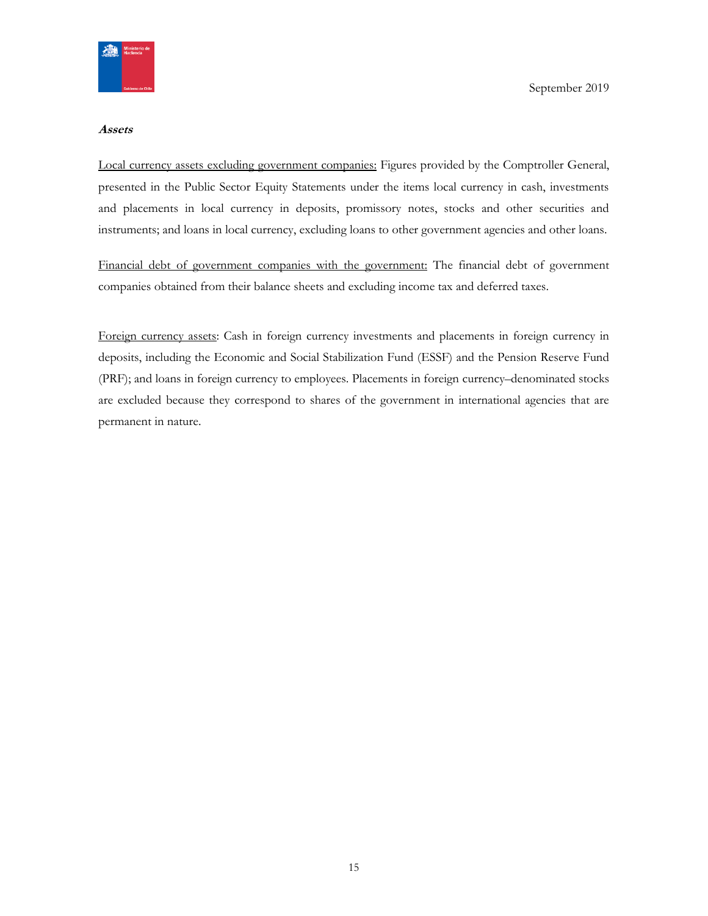***Assets***

Local currency assets excluding government companies: Figures provided by the Comptroller General, presented in the Public Sector Equity Statements under the items local currency in cash, investments and placements in local currency in deposits, promissory notes, stocks and other securities and instruments; and loans in local currency, excluding loans to other government agencies and other loans.

Financial debt of government companies with the government: The financial debt of government companies obtained from their balance sheets and excluding income tax and deferred taxes.

Foreign currency assets: Cash in foreign currency investments and placements in foreign currency in deposits, including the Economic and Social Stabilization Fund (ESSF) and the Pension Reserve Fund (PRF); and loans in foreign currency to employees. Placements in foreign currency–denominated stocks are excluded because they correspond to shares of the government in international agencies that are permanent in nature.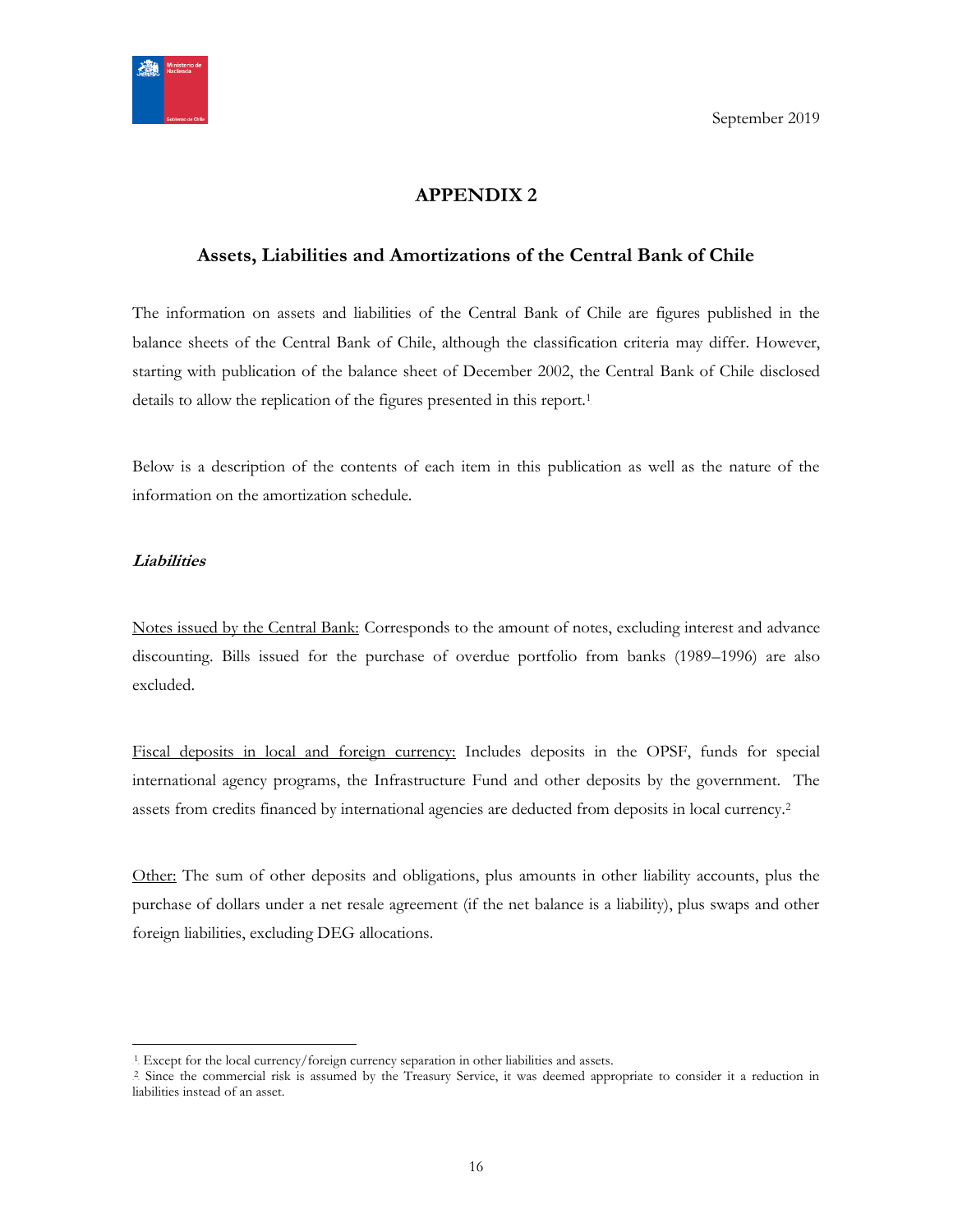September 2019

# APPENDIX 2

## Assets, Liabilities and Amortizations of the Central Bank of Chile

The information on assets and liabilities of the Central Bank of Chile are figures published in the balance sheets of the Central Bank of Chile, although the classification criteria may differ. However, starting with publication of the balance sheet of December 2002, the Central Bank of Chile disclosed details to allow the replication of the figures presented in this report.[1]

Below is a description of the contents of each item in this publication as well as the nature of the information on the amortization schedule.

***Liabilities***

Notes issued by the Central Bank: Corresponds to the amount of notes, excluding interest and advance discounting. Bills issued for the purchase of overdue portfolio from banks (1989–1996) are also excluded.

Fiscal deposits in local and foreign currency: Includes deposits in the OPSF, funds for special international agency programs, the Infrastructure Fund and other deposits by the government. The assets from credits financed by international agencies are deducted from deposits in local currency.[2]

Other: The sum of other deposits and obligations, plus amounts in other liability accounts, plus the purchase of dollars under a net resale agreement (if the net balance is a liability), plus swaps and other foreign liabilities, excluding DEG allocations.

---

[1] Except for the local currency/foreign currency separation in other liabilities and assets.

[2] Since the commercial risk is assumed by the Treasury Service, it was deemed appropriate to consider it a reduction in liabilities instead of an asset.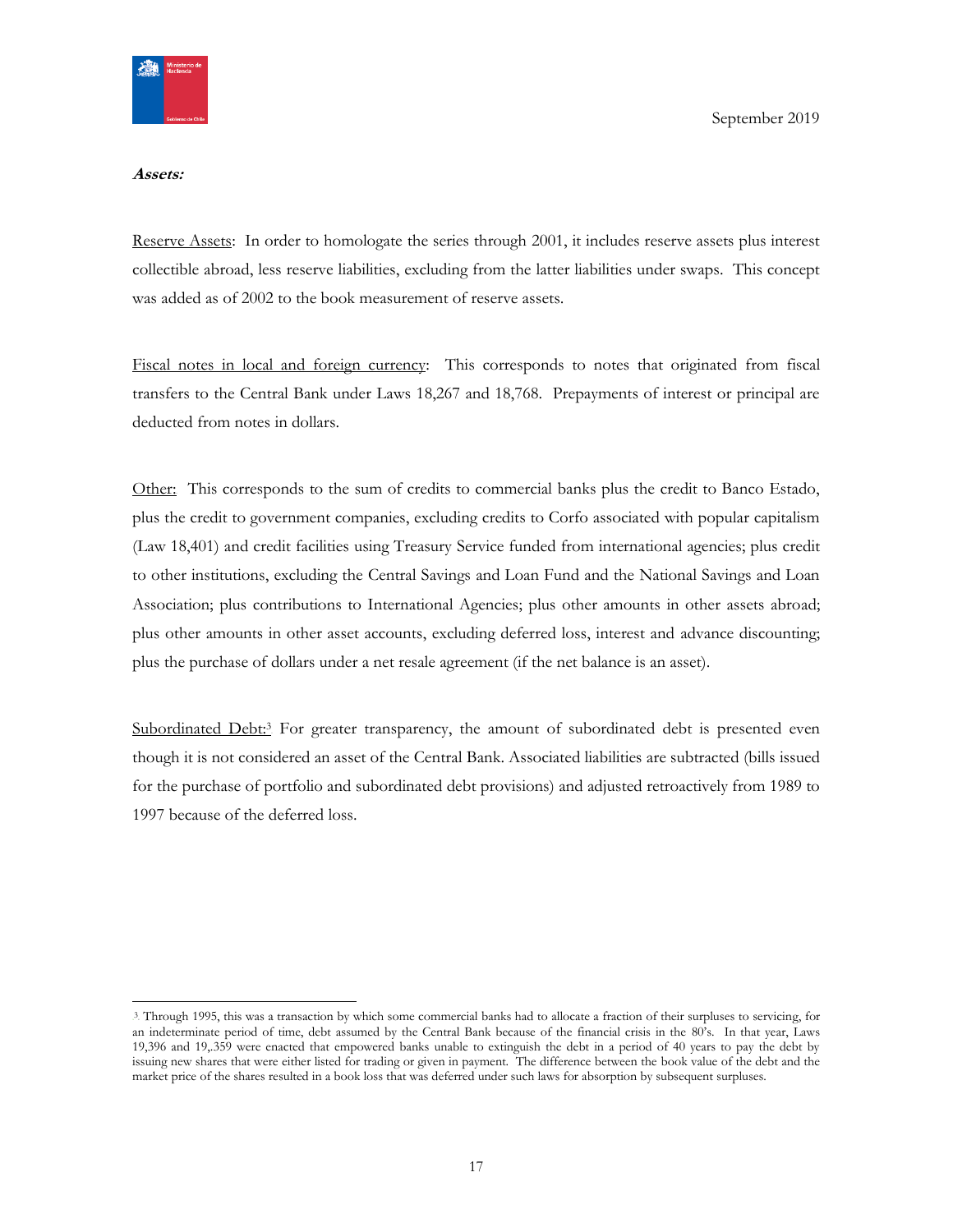***Assets:***

Reserve Assets: In order to homologate the series through 2001, it includes reserve assets plus interest collectible abroad, less reserve liabilities, excluding from the latter liabilities under swaps. This concept was added as of 2002 to the book measurement of reserve assets.

Fiscal notes in local and foreign currency: This corresponds to notes that originated from fiscal transfers to the Central Bank under Laws 18,267 and 18,768. Prepayments of interest or principal are deducted from notes in dollars.

Other: This corresponds to the sum of credits to commercial banks plus the credit to Banco Estado, plus the credit to government companies, excluding credits to Corfo associated with popular capitalism (Law 18,401) and credit facilities using Treasury Service funded from international agencies; plus credit to other institutions, excluding the Central Savings and Loan Fund and the National Savings and Loan Association; plus contributions to International Agencies; plus other amounts in other assets abroad; plus other amounts in other asset accounts, excluding deferred loss, interest and advance discounting; plus the purchase of dollars under a net resale agreement (if the net balance is an asset).

Subordinated Debt:[3] For greater transparency, the amount of subordinated debt is presented even though it is not considered an asset of the Central Bank. Associated liabilities are subtracted (bills issued for the purchase of portfolio and subordinated debt provisions) and adjusted retroactively from 1989 to 1997 because of the deferred loss.

---

[3] Through 1995, this was a transaction by which some commercial banks had to allocate a fraction of their surpluses to servicing, for an indeterminate period of time, debt assumed by the Central Bank because of the financial crisis in the 80's. In that year, Laws 19,396 and 19,.359 were enacted that empowered banks unable to extinguish the debt in a period of 40 years to pay the debt by issuing new shares that were either listed for trading or given in payment. The difference between the book value of the debt and the market price of the shares resulted in a book loss that was deferred under such laws for absorption by subsequent surpluses.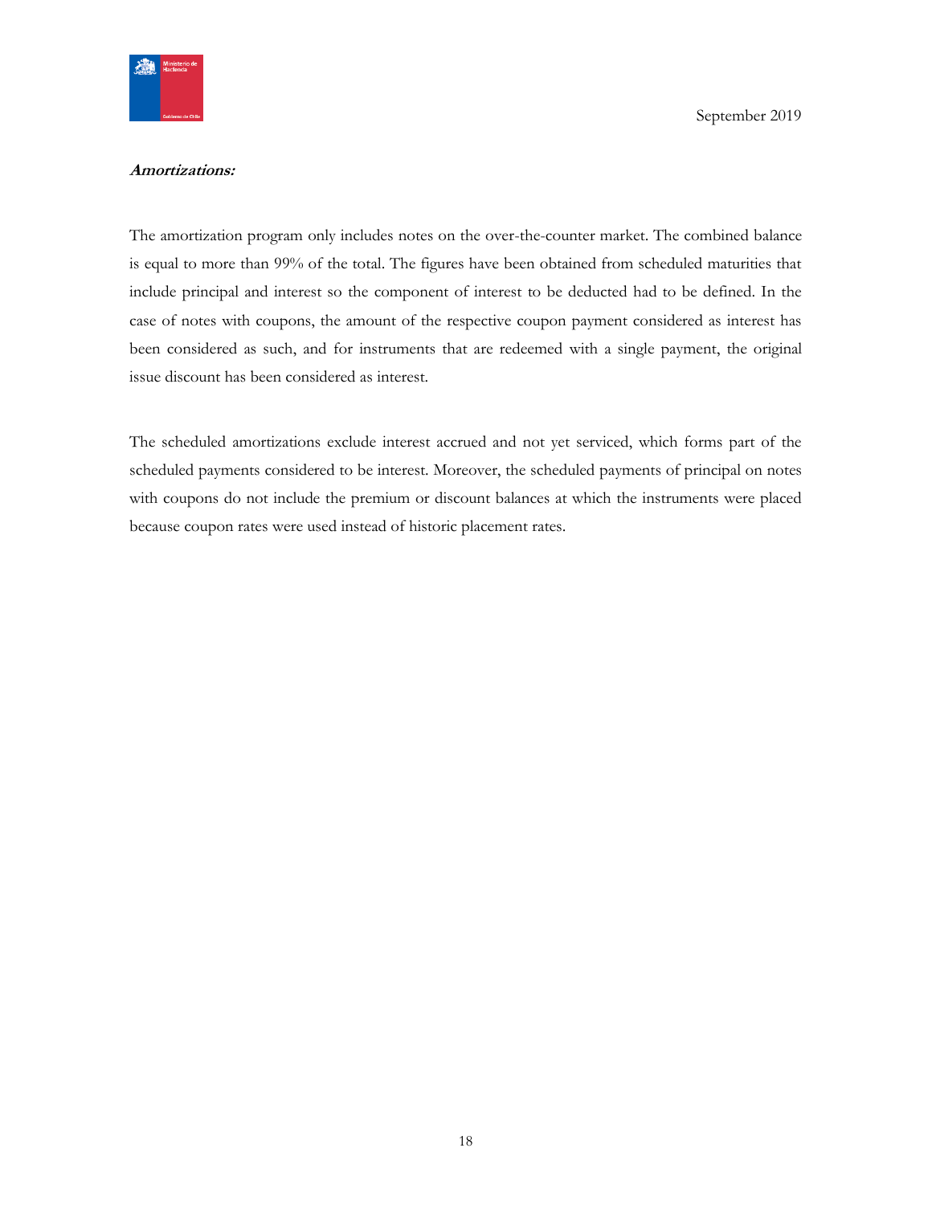***Amortizations:***

The amortization program only includes notes on the over-the-counter market. The combined balance is equal to more than 99% of the total. The figures have been obtained from scheduled maturities that include principal and interest so the component of interest to be deducted had to be defined. In the case of notes with coupons, the amount of the respective coupon payment considered as interest has been considered as such, and for instruments that are redeemed with a single payment, the original issue discount has been considered as interest.

The scheduled amortizations exclude interest accrued and not yet serviced, which forms part of the scheduled payments considered to be interest. Moreover, the scheduled payments of principal on notes with coupons do not include the premium or discount balances at which the instruments were placed because coupon rates were used instead of historic placement rates.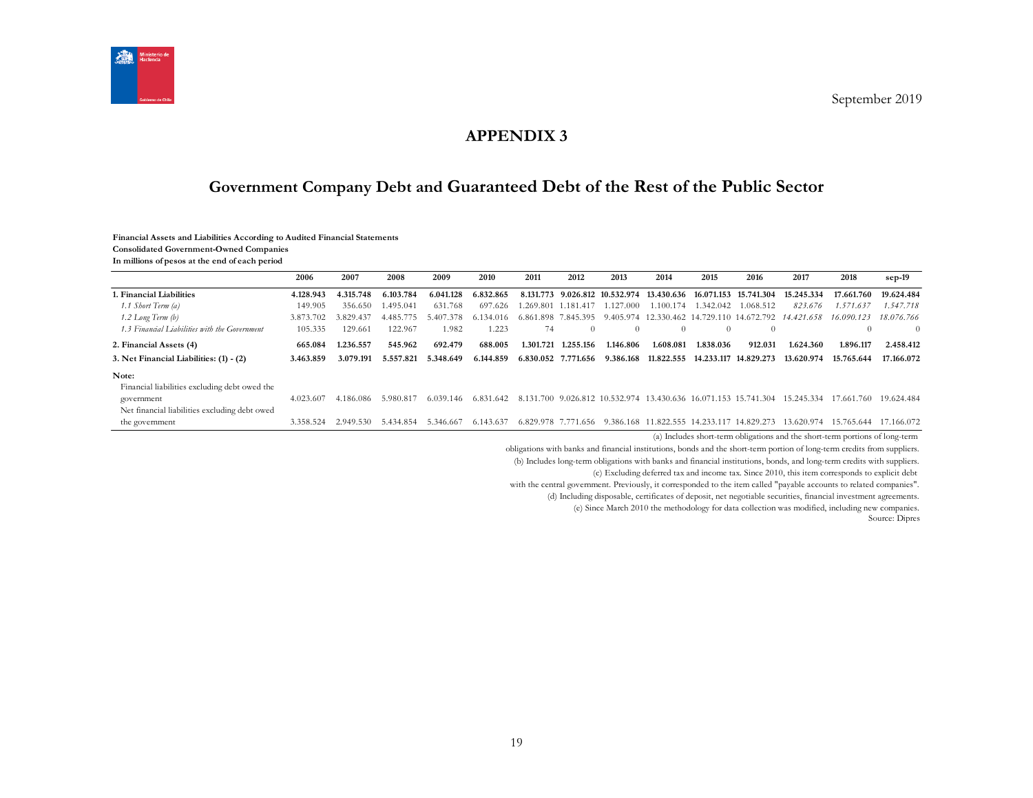September 2019

# APPENDIX 3

## Government Company Debt and Guaranteed Debt of the Rest of the Public Sector

**Financial Assets and Liabilities According to Audited Financial Statements**
**Consolidated Government-Owned Companies**
**In millions of pesos at the end of each period**

| | 2006 | 2007 | 2008 | 2009 | 2010 | 2011 | 2012 | 2013 | 2014 | 2015 | 2016 | 2017 | 2018 | sep-19 |
|---|---|---|---|---|---|---|---|---|---|---|---|---|---|---|
| **1. Financial Liabilities** | **4.128.943** | **4.315.748** | **6.103.784** | **6.041.128** | **6.832.865** | **8.131.773** | **9.026.812** | **10.532.974** | **13.430.636** | **16.071.153** | **15.741.304** | **15.245.334** | **17.661.760** | **19.624.484** |
| *1.1 Short Term (a)* | 149.905 | 356.650 | 1.495.041 | 631.768 | 697.626 | 1.269.801 | 1.181.417 | 1.127.000 | 1.100.174 | 1.342.042 | 1.068.512 | *823.676* | *1.571.637* | *1.547.718* |
| *1.2 Long Term (b)* | 3.873.702 | 3.829.437 | 4.485.775 | 5.407.378 | 6.134.016 | 6.861.898 | 7.845.395 | 9.405.974 | 12.330.462 | 14.729.110 | 14.672.792 | *14.421.658* | *16.090.123* | *18.076.766* |
| *1.3 Financial Liabilities with the Government* | 105.335 | 129.661 | 122.967 | 1.982 | 1.223 | 74 | 0 | 0 | 0 | 0 | 0 | | 0 | 0 |
| **2. Financial Assets (4)** | **665.084** | **1.236.557** | **545.962** | **692.479** | **688.005** | **1.301.721** | **1.255.156** | **1.146.806** | **1.608.081** | **1.838.036** | **912.031** | **1.624.360** | **1.896.117** | **2.458.412** |
| **3. Net Financial Liabilities: (1) - (2)** | **3.463.859** | **3.079.191** | **5.557.821** | **5.348.649** | **6.144.859** | **6.830.052** | **7.771.656** | **9.386.168** | **11.822.555** | **14.233.117** | **14.829.273** | **13.620.974** | **15.765.644** | **17.166.072** |
| **Note:** | | | | | | | | | | | | | | |
| Financial liabilities excluding debt owed the government | 4.023.607 | 4.186.086 | 5.980.817 | 6.039.146 | 6.831.642 | 8.131.700 | 9.026.812 | 10.532.974 | 13.430.636 | 16.071.153 | 15.741.304 | 15.245.334 | 17.661.760 | 19.624.484 |
| Net financial liabilities excluding debt owed the government | 3.358.524 | 2.949.530 | 5.434.854 | 5.346.667 | 6.143.637 | 6.829.978 | 7.771.656 | 9.386.168 | 11.822.555 | 14.233.117 | 14.829.273 | 13.620.974 | 15.765.644 | 17.166.072 |

(a) Includes short-term obligations and the short-term portions of long-term obligations with banks and financial institutions, bonds and the short-term portion of long-term credits from suppliers.
(b) Includes long-term obligations with banks and financial institutions, bonds, and long-term credits with suppliers.
(c) Excluding deferred tax and income tax. Since 2010, this item corresponds to explicit debt with the central government. Previously, it corresponded to the item called "payable accounts to related companies".
(d) Including disposable, certificates of deposit, net negotiable securities, financial investment agreements.
(e) Since March 2010 the methodology for data collection was modified, including new companies.
Source: Dipres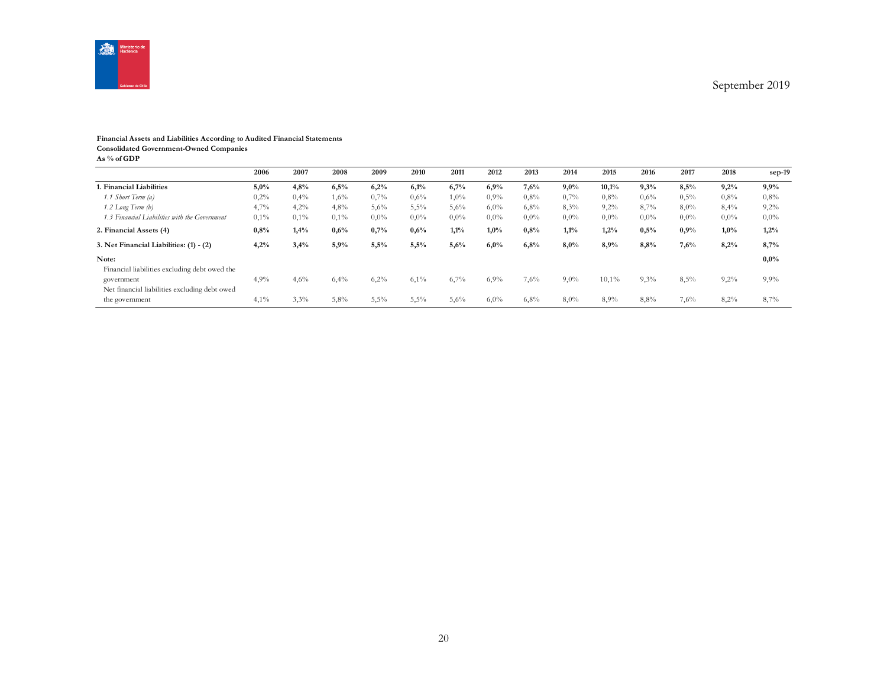**Financial Assets and Liabilities According to Audited Financial Statements**
**Consolidated Government-Owned Companies**
**As % of GDP**

| | 2006 | 2007 | 2008 | 2009 | 2010 | 2011 | 2012 | 2013 | 2014 | 2015 | 2016 | 2017 | 2018 | sep-19 |
|---|---|---|---|---|---|---|---|---|---|---|---|---|---|---|
| **1. Financial Liabilities** | **5,0%** | **4,8%** | **6,5%** | **6,2%** | **6,1%** | **6,7%** | **6,9%** | **7,6%** | **9,0%** | **10,1%** | **9,3%** | **8,5%** | **9,2%** | **9,9%** |
| *1.1 Short Term (a)* | 0,2% | 0,4% | 1,6% | 0,7% | 0,6% | 1,0% | 0,9% | 0,8% | 0,7% | 0,8% | 0,6% | 0,5% | 0,8% | 0,8% |
| *1.2 Long Term (b)* | 4,7% | 4,2% | 4,8% | 5,6% | 5,5% | 5,6% | 6,0% | 6,8% | 8,3% | 9,2% | 8,7% | 8,0% | 8,4% | 9,2% |
| *1.3 Financial Liabilities with the Government* | 0,1% | 0,1% | 0,1% | 0,0% | 0,0% | 0,0% | 0,0% | 0,0% | 0,0% | 0,0% | 0,0% | 0,0% | 0,0% | 0,0% |
| **2. Financial Assets (4)** | **0,8%** | **1,4%** | **0,6%** | **0,7%** | **0,6%** | **1,1%** | **1,0%** | **0,8%** | **1,1%** | **1,2%** | **0,5%** | **0,9%** | **1,0%** | **1,2%** |
| **3. Net Financial Liabilities: (1) - (2)** | **4,2%** | **3,4%** | **5,9%** | **5,5%** | **5,5%** | **5,6%** | **6,0%** | **6,8%** | **8,0%** | **8,9%** | **8,8%** | **7,6%** | **8,2%** | **8,7%** |
| **Note:** | | | | | | | | | | | | | | **0,0%** |
| Financial liabilities excluding debt owed the government | 4,9% | 4,6% | 6,4% | 6,2% | 6,1% | 6,7% | 6,9% | 7,6% | 9,0% | 10,1% | 9,3% | 8,5% | 9,2% | 9,9% |
| Net financial liabilities excluding debt owed the government | 4,1% | 3,3% | 5,8% | 5,5% | 5,5% | 5,6% | 6,0% | 6,8% | 8,0% | 8,9% | 8,8% | 7,6% | 8,2% | 8,7% |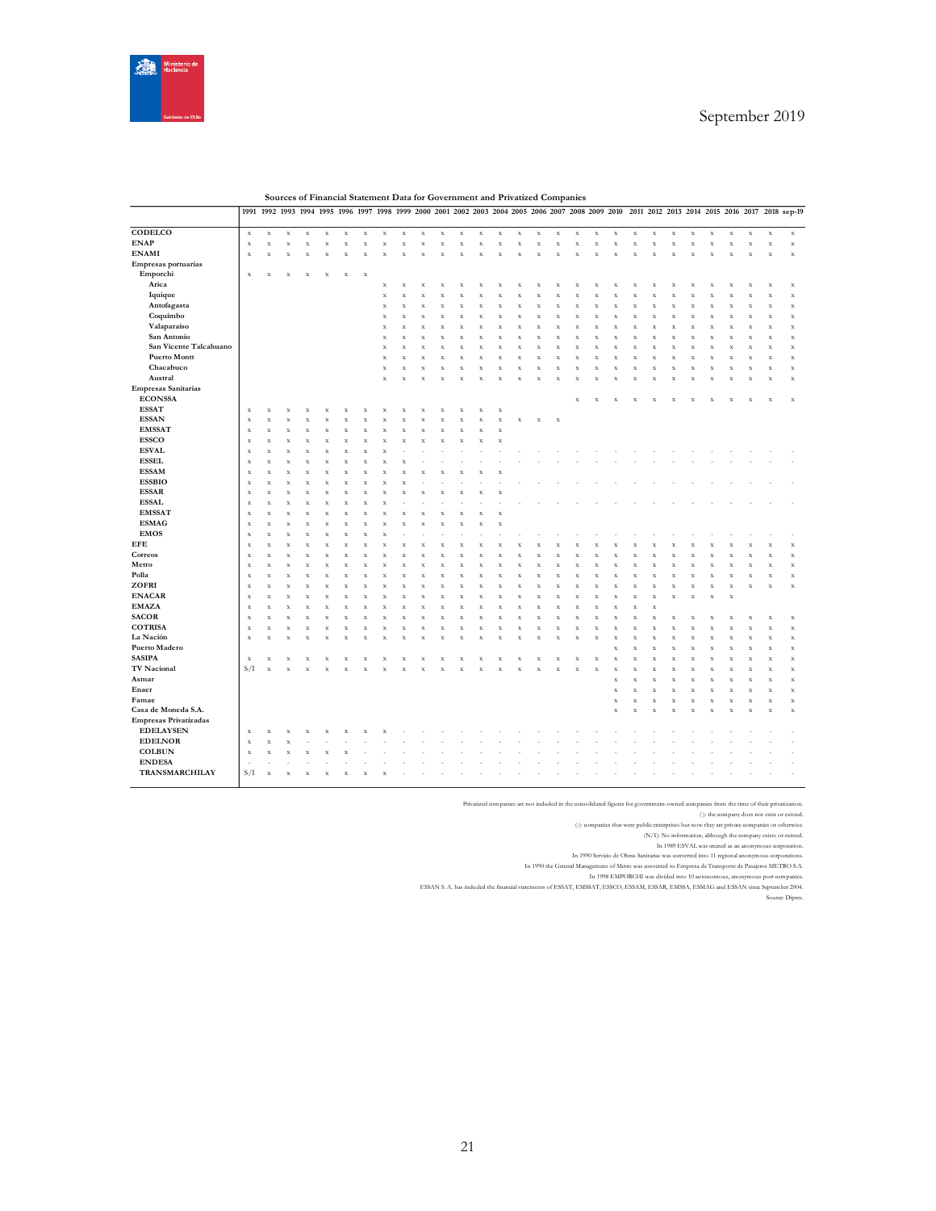**Sources of Financial Statement Data for Government and Privatized Companies**

| | 1991 | 1992 | 1993 | 1994 | 1995 | 1996 | 1997 | 1998 | 1999 | 2000 | 2001 | 2002 | 2003 | 2004 | 2005 | 2006 | 2007 | 2008 | 2009 | 2010 | 2011 | 2012 | 2013 | 2014 | 2015 | 2016 | 2017 | 2018 | sep-19 |
|---|---|---|---|---|---|---|---|---|---|---|---|---|---|---|---|---|---|---|---|---|---|---|---|---|---|---|---|---|---|
| **CODELCO** | x | x | x | x | x | x | x | x | x | x | x | x | x | x | x | x | x | x | x | x | x | x | x | x | x | x | x | x | x |
| **ENAP** | x | x | x | x | x | x | x | x | x | x | x | x | x | x | x | x | x | x | x | x | x | x | x | x | x | x | x | x | x |
| **ENAMI** | x | x | x | x | x | x | x | x | x | x | x | x | x | x | x | x | x | x | x | x | x | x | x | x | x | x | x | x | x |
| **Empresas portuarias** | | | | | | | | | | | | | | | | | | | | | | | | | | | | | |
| **Emporchi** | x | x | x | x | x | x | x | | | | | | | | | | | | | | | | | | | | | | |
| **Arica** | | | | | | | | x | x | x | x | x | x | x | x | x | x | x | x | x | x | x | x | x | x | x | x | x | x |
| **Iquique** | | | | | | | | x | x | x | x | x | x | x | x | x | x | x | x | x | x | x | x | x | x | x | x | x | x |
| **Antofagasta** | | | | | | | | x | x | x | x | x | x | x | x | x | x | x | x | x | x | x | x | x | x | x | x | x | x |
| **Coquimbo** | | | | | | | | x | x | x | x | x | x | x | x | x | x | x | x | x | x | x | x | x | x | x | x | x | x |
| **Valaparaíso** | | | | | | | | x | x | x | x | x | x | x | x | x | x | x | x | x | x | x | x | x | x | x | x | x | x |
| **San Antonio** | | | | | | | | x | x | x | x | x | x | x | x | x | x | x | x | x | x | x | x | x | x | x | x | x | x |
| **San Vicente Talcahuano** | | | | | | | | x | x | x | x | x | x | x | x | x | x | x | x | x | x | x | x | x | x | x | x | x | x |
| **Puerto Montt** | | | | | | | | x | x | x | x | x | x | x | x | x | x | x | x | x | x | x | x | x | x | x | x | x | x |
| **Chacabuco** | | | | | | | | x | x | x | x | x | x | x | x | x | x | x | x | x | x | x | x | x | x | x | x | x | x |
| **Austral** | | | | | | | | x | x | x | x | x | x | x | x | x | x | x | x | x | x | x | x | x | x | x | x | x | x |
| **Empresas Sanitarias** | | | | | | | | | | | | | | | | | | | | | | | | | | | | | |
| **ECONSSA** | | | | | | | | | | | | | | | | | | x | x | x | x | x | x | x | x | x | x | x | x |
| **ESSAT** | x | x | x | x | x | x | x | x | x | x | x | x | x | x | | | | | | | | | | | | | | | |
| **ESSAN** | x | x | x | x | x | x | x | x | x | x | x | x | x | x | x | x | x | | | | | | | | | | | | |
| **EMSSAT** | x | x | x | x | x | x | x | x | x | x | x | x | x | x | | | | | | | | | | | | | | | |
| **ESSCO** | x | x | x | x | x | x | x | x | x | x | x | x | x | x | | | | | | | | | | | | | | | |
| **ESVAL** | x | x | x | x | x | x | x | x | - | - | - | - | - | - | - | - | - | - | - | - | - | - | - | - | - | - | - | - | - |
| **ESSEL** | x | x | x | x | x | x | x | x | x | - | - | - | - | - | - | - | - | - | - | - | - | - | - | - | - | - | - | - | - |
| **ESSAM** | x | x | x | x | x | x | x | x | x | x | x | x | x | x | | | | | | | | | | | | | | | |
| **ESSBIO** | x | x | x | x | x | x | x | x | x | - | - | - | - | - | - | - | - | - | - | - | - | - | - | - | - | - | - | - | - |
| **ESSAR** | x | x | x | x | x | x | x | x | x | x | x | x | x | x | | | | | | | | | | | | | | | |
| **ESSAL** | x | x | x | x | x | x | x | x | - | - | - | - | - | - | - | - | - | - | - | - | - | - | - | - | - | - | - | - | - |
| **EMSSAT** | x | x | x | x | x | x | x | x | x | x | x | x | x | x | | | | | | | | | | | | | | | |
| **ESMAG** | x | x | x | x | x | x | x | x | x | x | x | x | x | x | | | | | | | | | | | | | | | |
| **EMOS** | x | x | x | x | x | x | x | x | - | - | - | - | - | - | - | - | - | - | - | - | - | - | - | - | - | - | - | - | - |
| **EFE** | x | x | x | x | x | x | x | x | x | x | x | x | x | x | x | x | x | x | x | x | x | x | x | x | x | x | x | x | x |
| **Correos** | x | x | x | x | x | x | x | x | x | x | x | x | x | x | x | x | x | x | x | x | x | x | x | x | x | x | x | x | x |
| **Metro** | x | x | x | x | x | x | x | x | x | x | x | x | x | x | x | x | x | x | x | x | x | x | x | x | x | x | x | x | x |
| **Polla** | x | x | x | x | x | x | x | x | x | x | x | x | x | x | x | x | x | x | x | x | x | x | x | x | x | x | x | x | x |
| **ZOFRI** | x | x | x | x | x | x | x | x | x | x | x | x | x | x | x | x | x | x | x | x | x | x | x | x | x | x | x | x | x |
| **ENACAR** | x | x | x | x | x | x | x | x | x | x | x | x | x | x | x | x | x | x | x | x | x | x | x | x | x | x | | | |
| **EMAZA** | x | x | x | x | x | x | x | x | x | x | x | x | x | x | x | x | x | x | x | x | x | x | | | | | | | |
| **SACOR** | x | x | x | x | x | x | x | x | x | x | x | x | x | x | x | x | x | x | x | x | x | x | x | x | x | x | x | x | x |
| **COTRISA** | x | x | x | x | x | x | x | x | x | x | x | x | x | x | x | x | x | x | x | x | x | x | x | x | x | x | x | x | x |
| **La Nación** | x | x | x | x | x | x | x | x | x | x | x | x | x | x | x | x | x | x | x | x | x | x | x | x | x | x | x | x | x |
| **Puerto Madero** | | | | | | | | | | | | | | | | | | | | x | x | x | x | x | x | x | x | x | x |
| **SASIPA** | x | x | x | x | x | x | x | x | x | x | x | x | x | x | x | x | x | x | x | x | x | x | x | x | x | x | x | x | x |
| **TV Nacional** | S/I | x | x | x | x | x | x | x | x | x | x | x | x | x | x | x | x | x | x | x | x | x | x | x | x | x | x | x | x |
| **Asmar** | | | | | | | | | | | | | | | | | | | | x | x | x | x | x | x | x | x | x | x |
| **Enaer** | | | | | | | | | | | | | | | | | | | | x | x | x | x | x | x | x | x | x | x |
| **Famae** | | | | | | | | | | | | | | | | | | | | x | x | x | x | x | x | x | x | x | x |
| **Casa de Moneda S.A.** | | | | | | | | | | | | | | | | | | | | x | x | x | x | x | x | x | x | x | x |
| **Empresas Privatizadas** | | | | | | | | | | | | | | | | | | | | | | | | | | | | | |
| **EDELAYSEN** | x | x | x | x | x | x | x | x | - | - | - | - | - | - | - | - | - | - | - | - | - | - | - | - | - | - | - | - | - |
| **EDELNOR** | x | x | x | - | - | - | - | - | - | - | - | - | - | - | - | - | - | - | - | - | - | - | - | - | - | - | - | - | - |
| **COLBUN** | x | x | x | x | x | x | - | - | - | - | - | - | - | - | - | - | - | - | - | - | - | - | - | - | - | - | - | - | - |
| **ENDESA** | - | - | - | - | - | - | - | - | - | - | - | - | - | - | - | - | - | - | - | - | - | - | - | - | - | - | - | - | - |
| **TRANSMARCHILAY** | S/I | x | x | x | x | x | x | x | - | - | - | - | - | - | - | - | - | - | - | - | - | - | - | - | - | - | - | - | - |

Privatized companies are not included in the consolidated figures for government-owned companies from the time of their privatization.

( ): the company does not exist or existed.

(-): companies that were public enterprises but now they are private companies or otherwise.

(N/I): No information, although the company exists or existed.

In 1989 ESVAL was created as an anonymous corporation.

In 1990 Servicio de Obras Sanitarias was converted into 11 regional anonymous corporations.

In 1990 the General Management of Metro was converted to Empresa de Transporte de Pasajeros METRO S.A.

In 1998 EMPORCHI was divided into 10 autonomous, anonymous port companies.

ESSAN S. A. has included the financial statements of ESSAT, EMSSAT, ESSCO, ESSAM, ESSAR, EMSSA, ESMAG and ESSAN since September 2004.

Source: Dipres.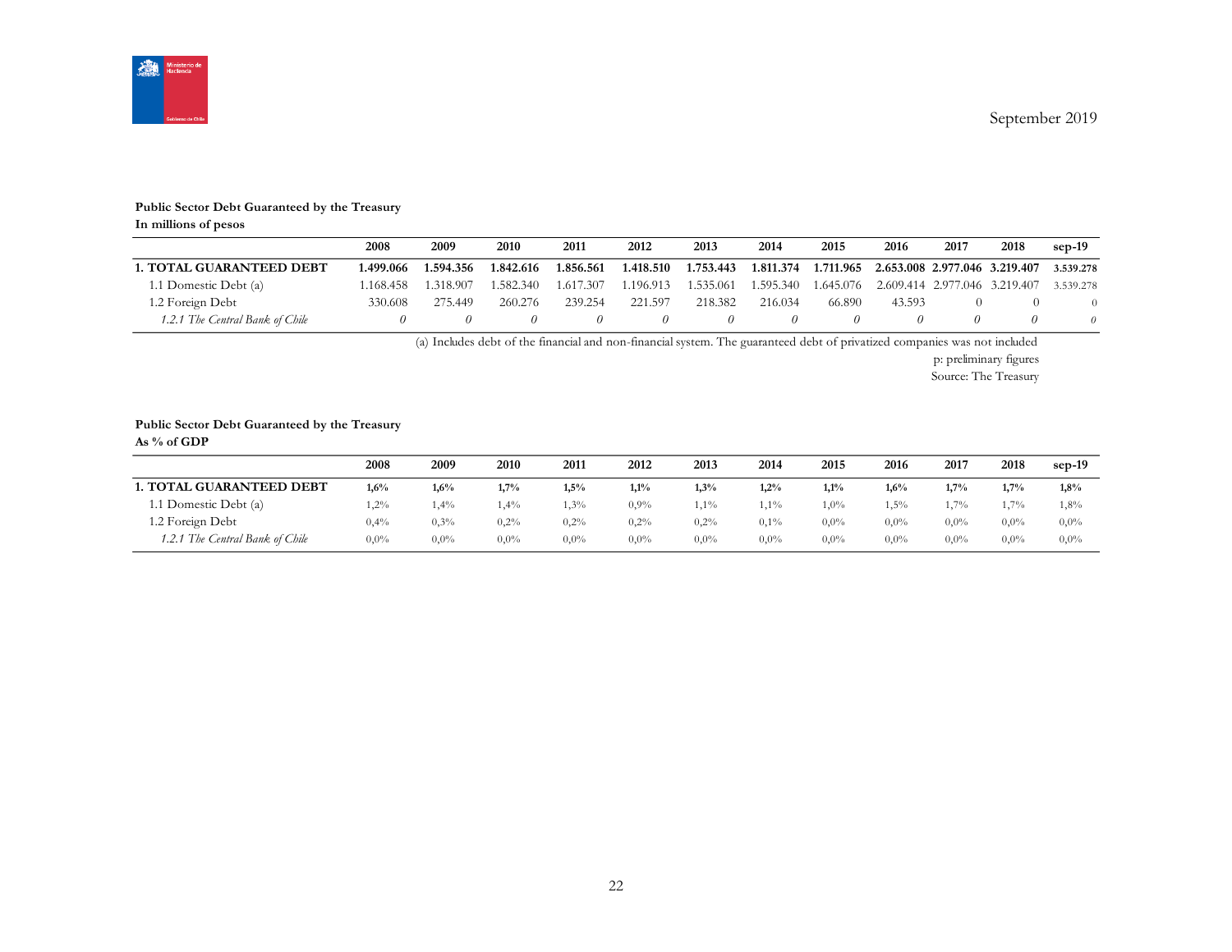September 2019

**Public Sector Debt Guaranteed by the Treasury**
**In millions of pesos**

| | 2008 | 2009 | 2010 | 2011 | 2012 | 2013 | 2014 | 2015 | 2016 | 2017 | 2018 | sep-19 |
|---|---|---|---|---|---|---|---|---|---|---|---|---|
| **1. TOTAL GUARANTEED DEBT** | **1.499.066** | **1.594.356** | **1.842.616** | **1.856.561** | **1.418.510** | **1.753.443** | **1.811.374** | **1.711.965** | **2.653.008** | **2.977.046** | **3.219.407** | **3.539.278** |
| 1.1 Domestic Debt (a) | 1.168.458 | 1.318.907 | 1.582.340 | 1.617.307 | 1.196.913 | 1.535.061 | 1.595.340 | 1.645.076 | 2.609.414 | 2.977.046 | 3.219.407 | 3.539.278 |
| 1.2 Foreign Debt | 330.608 | 275.449 | 260.276 | 239.254 | 221.597 | 218.382 | 216.034 | 66.890 | 43.593 | 0 | 0 | 0 |
| *1.2.1 The Central Bank of Chile* | *0* | *0* | *0* | *0* | *0* | *0* | *0* | *0* | *0* | *0* | *0* | *0* |

(a) Includes debt of the financial and non-financial system. The guaranteed debt of privatized companies was not included

p: preliminary figures

Source: The Treasury

**Public Sector Debt Guaranteed by the Treasury**
**As % of GDP**

| | 2008 | 2009 | 2010 | 2011 | 2012 | 2013 | 2014 | 2015 | 2016 | 2017 | 2018 | sep-19 |
|---|---|---|---|---|---|---|---|---|---|---|---|---|
| **1. TOTAL GUARANTEED DEBT** | **1,6%** | **1,6%** | **1,7%** | **1,5%** | **1,1%** | **1,3%** | **1,2%** | **1,1%** | **1,6%** | **1,7%** | **1,7%** | **1,8%** |
| 1.1 Domestic Debt (a) | 1,2% | 1,4% | 1,4% | 1,3% | 0,9% | 1,1% | 1,1% | 1,0% | 1,5% | 1,7% | 1,7% | 1,8% |
| 1.2 Foreign Debt | 0,4% | 0,3% | 0,2% | 0,2% | 0,2% | 0,2% | 0,1% | 0,0% | 0,0% | 0,0% | 0,0% | 0,0% |
| *1.2.1 The Central Bank of Chile* | 0,0% | 0,0% | 0,0% | 0,0% | 0,0% | 0,0% | 0,0% | 0,0% | 0,0% | 0,0% | 0,0% | 0,0% |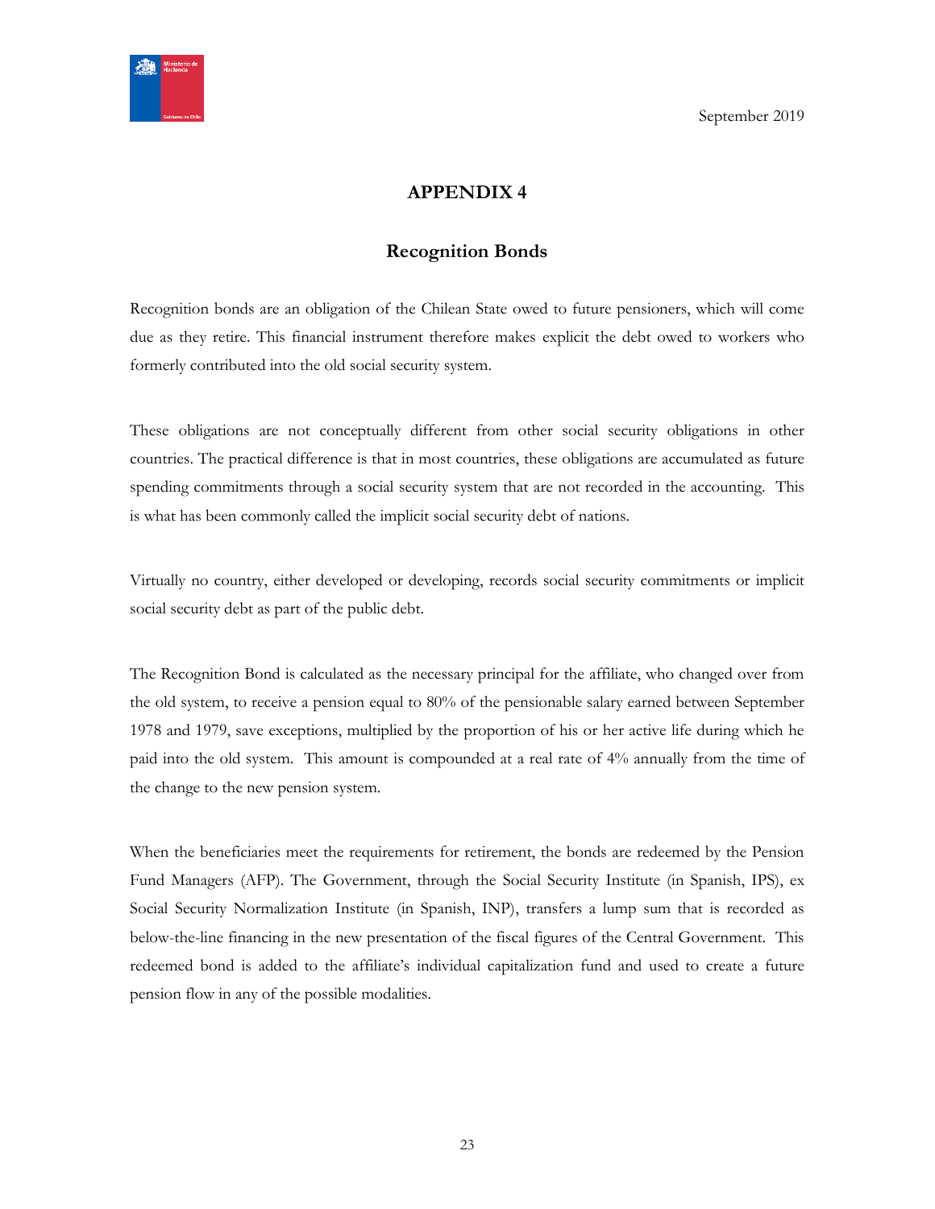# APPENDIX 4

## Recognition Bonds

Recognition bonds are an obligation of the Chilean State owed to future pensioners, which will come due as they retire. This financial instrument therefore makes explicit the debt owed to workers who formerly contributed into the old social security system.

These obligations are not conceptually different from other social security obligations in other countries. The practical difference is that in most countries, these obligations are accumulated as future spending commitments through a social security system that are not recorded in the accounting. This is what has been commonly called the implicit social security debt of nations.

Virtually no country, either developed or developing, records social security commitments or implicit social security debt as part of the public debt.

The Recognition Bond is calculated as the necessary principal for the affiliate, who changed over from the old system, to receive a pension equal to 80% of the pensionable salary earned between September 1978 and 1979, save exceptions, multiplied by the proportion of his or her active life during which he paid into the old system. This amount is compounded at a real rate of 4% annually from the time of the change to the new pension system.

When the beneficiaries meet the requirements for retirement, the bonds are redeemed by the Pension Fund Managers (AFP). The Government, through the Social Security Institute (in Spanish, IPS), ex Social Security Normalization Institute (in Spanish, INP), transfers a lump sum that is recorded as below-the-line financing in the new presentation of the fiscal figures of the Central Government. This redeemed bond is added to the affiliate's individual capitalization fund and used to create a future pension flow in any of the possible modalities.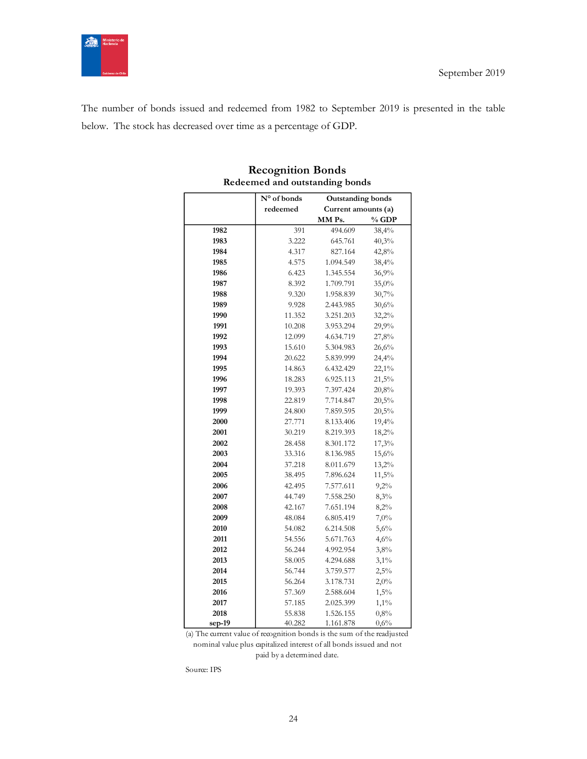The number of bonds issued and redeemed from 1982 to September 2019 is presented in the table below. The stock has decreased over time as a percentage of GDP.

**Recognition Bonds**
**Redeemed and outstanding bonds**

| | N° of bonds redeemed | Outstanding bonds Current amounts (a) | |
|---|---|---|---|
| | | MM Ps. | % GDP |
| **1982** | 391 | 494.609 | 38,4% |
| **1983** | 3.222 | 645.761 | 40,3% |
| **1984** | 4.317 | 827.164 | 42,8% |
| **1985** | 4.575 | 1.094.549 | 38,4% |
| **1986** | 6.423 | 1.345.554 | 36,9% |
| **1987** | 8.392 | 1.709.791 | 35,0% |
| **1988** | 9.320 | 1.958.839 | 30,7% |
| **1989** | 9.928 | 2.443.985 | 30,6% |
| **1990** | 11.352 | 3.251.203 | 32,2% |
| **1991** | 10.208 | 3.953.294 | 29,9% |
| **1992** | 12.099 | 4.634.719 | 27,8% |
| **1993** | 15.610 | 5.304.983 | 26,6% |
| **1994** | 20.622 | 5.839.999 | 24,4% |
| **1995** | 14.863 | 6.432.429 | 22,1% |
| **1996** | 18.283 | 6.925.113 | 21,5% |
| **1997** | 19.393 | 7.397.424 | 20,8% |
| **1998** | 22.819 | 7.714.847 | 20,5% |
| **1999** | 24.800 | 7.859.595 | 20,5% |
| **2000** | 27.771 | 8.133.406 | 19,4% |
| **2001** | 30.219 | 8.219.393 | 18,2% |
| **2002** | 28.458 | 8.301.172 | 17,3% |
| **2003** | 33.316 | 8.136.985 | 15,6% |
| **2004** | 37.218 | 8.011.679 | 13,2% |
| **2005** | 38.495 | 7.896.624 | 11,5% |
| **2006** | 42.495 | 7.577.611 | 9,2% |
| **2007** | 44.749 | 7.558.250 | 8,3% |
| **2008** | 42.167 | 7.651.194 | 8,2% |
| **2009** | 48.084 | 6.805.419 | 7,0% |
| **2010** | 54.082 | 6.214.508 | 5,6% |
| **2011** | 54.556 | 5.671.763 | 4,6% |
| **2012** | 56.244 | 4.992.954 | 3,8% |
| **2013** | 58.005 | 4.294.688 | 3,1% |
| **2014** | 56.744 | 3.759.577 | 2,5% |
| **2015** | 56.264 | 3.178.731 | 2,0% |
| **2016** | 57.369 | 2.588.604 | 1,5% |
| **2017** | 57.185 | 2.025.399 | 1,1% |
| **2018** | 55.838 | 1.526.155 | 0,8% |
| **sep-19** | 40.282 | 1.161.878 | 0,6% |

(a) The current value of recognition bonds is the sum of the readjusted nominal value plus capitalized interest of all bonds issued and not paid by a determined date.

Source: IPS